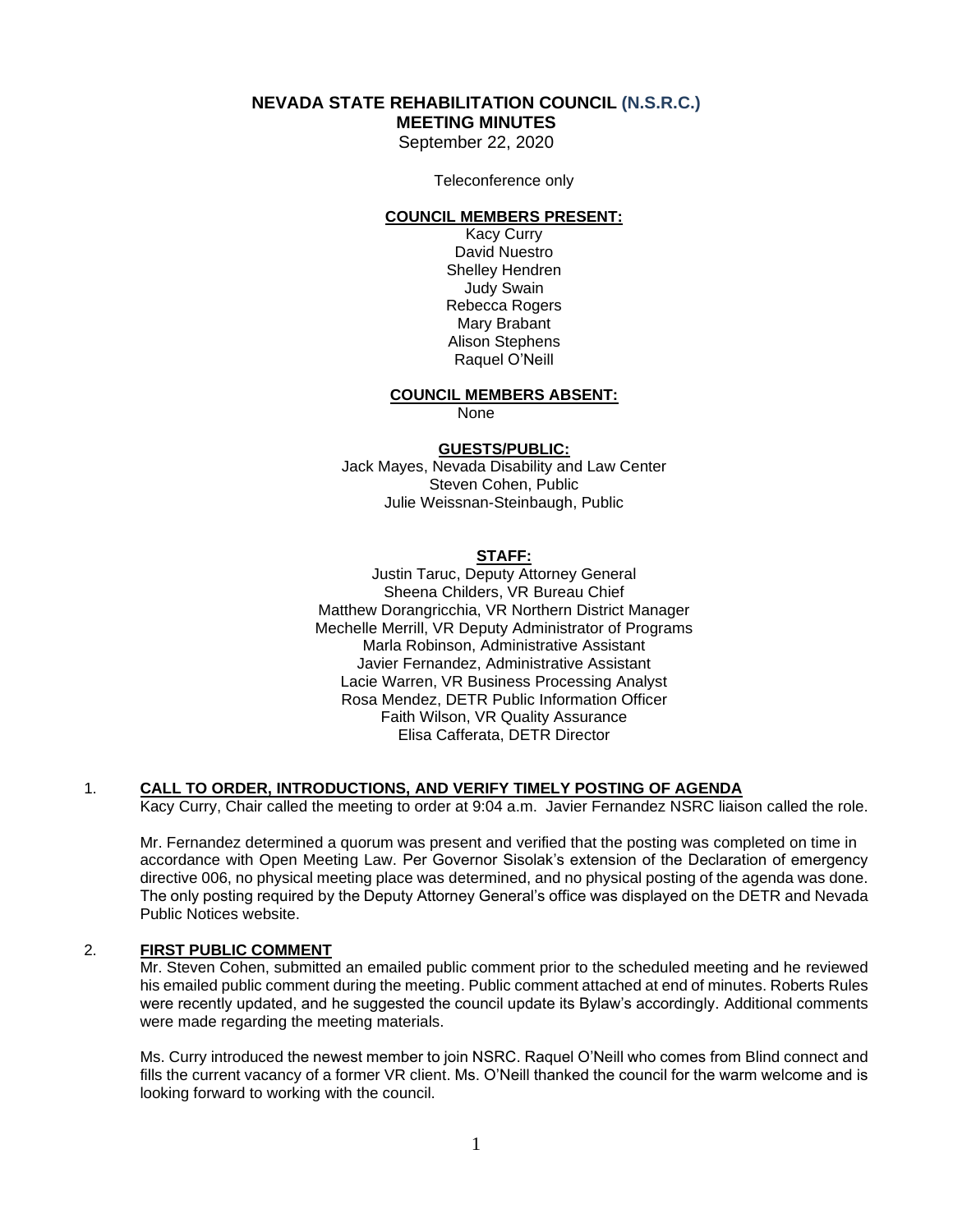# NEVADA STATE REHABILITATION COUNCIL (N.S.R.C.)
## MEETING MINUTES

September 22, 2020

Teleconference only

**COUNCIL MEMBERS PRESENT:**

Kacy Curry
David Nuestro
Shelley Hendren
Judy Swain
Rebecca Rogers
Mary Brabant
Alison Stephens
Raquel O'Neill

**COUNCIL MEMBERS ABSENT:**

None

**GUESTS/PUBLIC:**

Jack Mayes, Nevada Disability and Law Center
Steven Cohen, Public
Julie Weissnan-Steinbaugh, Public

**STAFF:**

Justin Taruc, Deputy Attorney General
Sheena Childers, VR Bureau Chief
Matthew Dorangricchia, VR Northern District Manager
Mechelle Merrill, VR Deputy Administrator of Programs
Marla Robinson, Administrative Assistant
Javier Fernandez, Administrative Assistant
Lacie Warren, VR Business Processing Analyst
Rosa Mendez, DETR Public Information Officer
Faith Wilson, VR Quality Assurance
Elisa Cafferata, DETR Director

1. **CALL TO ORDER, INTRODUCTIONS, AND VERIFY TIMELY POSTING OF AGENDA**

Kacy Curry, Chair called the meeting to order at 9:04 a.m. Javier Fernandez NSRC liaison called the role.

Mr. Fernandez determined a quorum was present and verified that the posting was completed on time in accordance with Open Meeting Law. Per Governor Sisolak's extension of the Declaration of emergency directive 006, no physical meeting place was determined, and no physical posting of the agenda was done. The only posting required by the Deputy Attorney General's office was displayed on the DETR and Nevada Public Notices website.

2. **FIRST PUBLIC COMMENT**

Mr. Steven Cohen, submitted an emailed public comment prior to the scheduled meeting and he reviewed his emailed public comment during the meeting. Public comment attached at end of minutes. Roberts Rules were recently updated, and he suggested the council update its Bylaw's accordingly. Additional comments were made regarding the meeting materials.

Ms. Curry introduced the newest member to join NSRC. Raquel O'Neill who comes from Blind connect and fills the current vacancy of a former VR client. Ms. O'Neill thanked the council for the warm welcome and is looking forward to working with the council.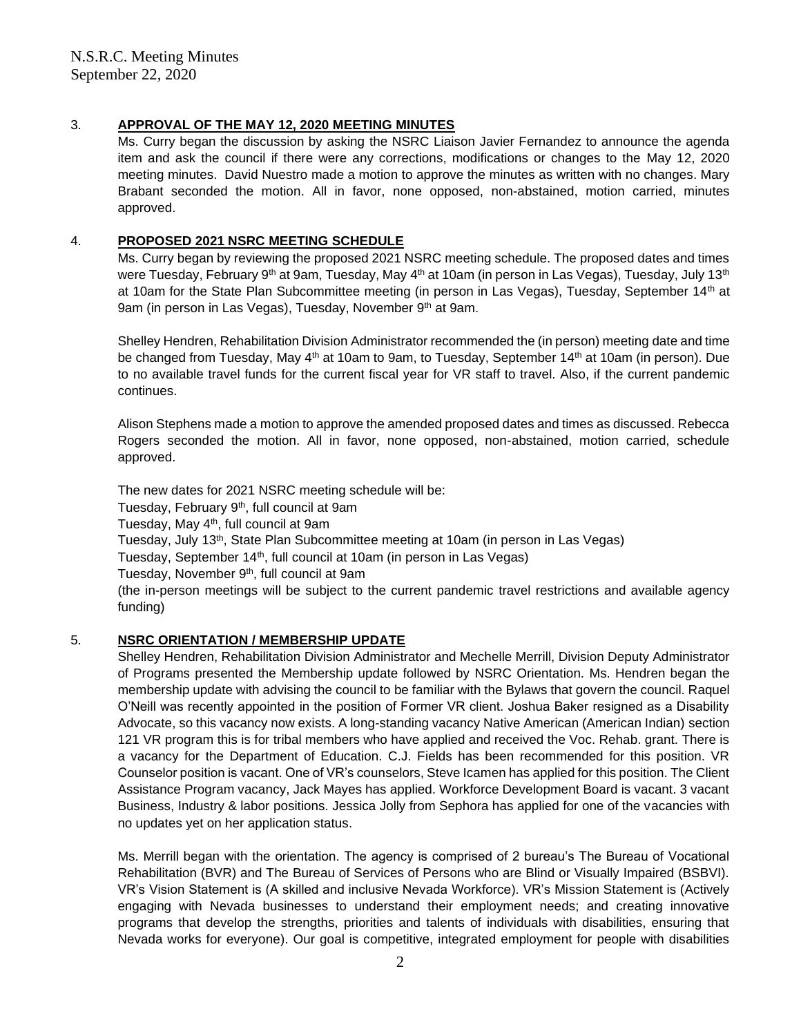## 3. APPROVAL OF THE MAY 12, 2020 MEETING MINUTES

Ms. Curry began the discussion by asking the NSRC Liaison Javier Fernandez to announce the agenda item and ask the council if there were any corrections, modifications or changes to the May 12, 2020 meeting minutes. David Nuestro made a motion to approve the minutes as written with no changes. Mary Brabant seconded the motion. All in favor, none opposed, non-abstained, motion carried, minutes approved.

## 4. PROPOSED 2021 NSRC MEETING SCHEDULE

Ms. Curry began by reviewing the proposed 2021 NSRC meeting schedule. The proposed dates and times were Tuesday, February 9th at 9am, Tuesday, May 4th at 10am (in person in Las Vegas), Tuesday, July 13th at 10am for the State Plan Subcommittee meeting (in person in Las Vegas), Tuesday, September 14th at 9am (in person in Las Vegas), Tuesday, November 9th at 9am.

Shelley Hendren, Rehabilitation Division Administrator recommended the (in person) meeting date and time be changed from Tuesday, May 4th at 10am to 9am, to Tuesday, September 14th at 10am (in person). Due to no available travel funds for the current fiscal year for VR staff to travel. Also, if the current pandemic continues.

Alison Stephens made a motion to approve the amended proposed dates and times as discussed. Rebecca Rogers seconded the motion. All in favor, none opposed, non-abstained, motion carried, schedule approved.

The new dates for 2021 NSRC meeting schedule will be:
Tuesday, February 9th, full council at 9am
Tuesday, May 4th, full council at 9am
Tuesday, July 13th, State Plan Subcommittee meeting at 10am (in person in Las Vegas)
Tuesday, September 14th, full council at 10am (in person in Las Vegas)
Tuesday, November 9th, full council at 9am
(the in-person meetings will be subject to the current pandemic travel restrictions and available agency funding)

## 5. NSRC ORIENTATION / MEMBERSHIP UPDATE

Shelley Hendren, Rehabilitation Division Administrator and Mechelle Merrill, Division Deputy Administrator of Programs presented the Membership update followed by NSRC Orientation. Ms. Hendren began the membership update with advising the council to be familiar with the Bylaws that govern the council. Raquel O'Neill was recently appointed in the position of Former VR client. Joshua Baker resigned as a Disability Advocate, so this vacancy now exists. A long-standing vacancy Native American (American Indian) section 121 VR program this is for tribal members who have applied and received the Voc. Rehab. grant. There is a vacancy for the Department of Education. C.J. Fields has been recommended for this position. VR Counselor position is vacant. One of VR's counselors, Steve Icamen has applied for this position. The Client Assistance Program vacancy, Jack Mayes has applied. Workforce Development Board is vacant. 3 vacant Business, Industry & labor positions. Jessica Jolly from Sephora has applied for one of the vacancies with no updates yet on her application status.

Ms. Merrill began with the orientation. The agency is comprised of 2 bureau's The Bureau of Vocational Rehabilitation (BVR) and The Bureau of Services of Persons who are Blind or Visually Impaired (BSBVI). VR's Vision Statement is (A skilled and inclusive Nevada Workforce). VR's Mission Statement is (Actively engaging with Nevada businesses to understand their employment needs; and creating innovative programs that develop the strengths, priorities and talents of individuals with disabilities, ensuring that Nevada works for everyone). Our goal is competitive, integrated employment for people with disabilities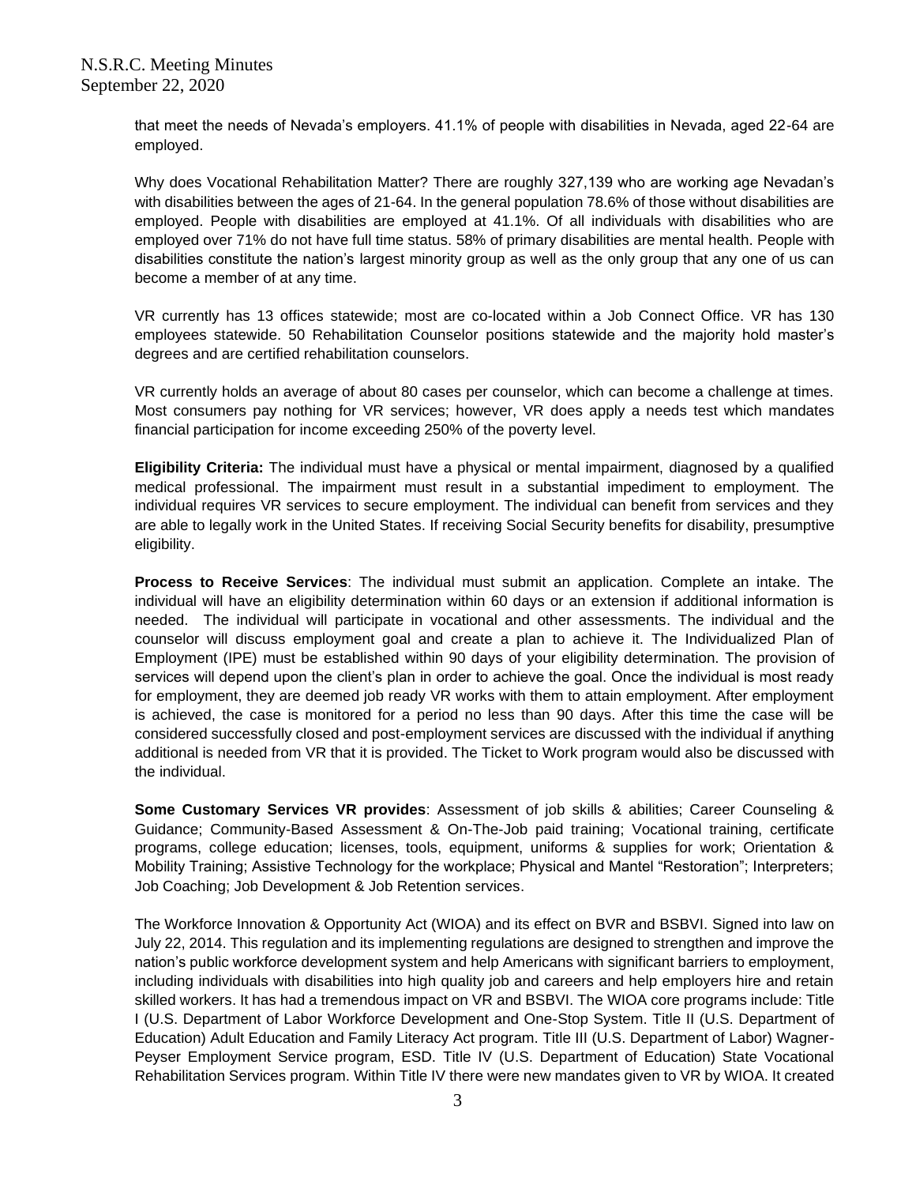that meet the needs of Nevada's employers. 41.1% of people with disabilities in Nevada, aged 22-64 are employed.

Why does Vocational Rehabilitation Matter? There are roughly 327,139 who are working age Nevadan's with disabilities between the ages of 21-64. In the general population 78.6% of those without disabilities are employed. People with disabilities are employed at 41.1%. Of all individuals with disabilities who are employed over 71% do not have full time status. 58% of primary disabilities are mental health. People with disabilities constitute the nation's largest minority group as well as the only group that any one of us can become a member of at any time.

VR currently has 13 offices statewide; most are co-located within a Job Connect Office. VR has 130 employees statewide. 50 Rehabilitation Counselor positions statewide and the majority hold master's degrees and are certified rehabilitation counselors.

VR currently holds an average of about 80 cases per counselor, which can become a challenge at times. Most consumers pay nothing for VR services; however, VR does apply a needs test which mandates financial participation for income exceeding 250% of the poverty level.

**Eligibility Criteria:** The individual must have a physical or mental impairment, diagnosed by a qualified medical professional. The impairment must result in a substantial impediment to employment. The individual requires VR services to secure employment. The individual can benefit from services and they are able to legally work in the United States. If receiving Social Security benefits for disability, presumptive eligibility.

**Process to Receive Services**: The individual must submit an application. Complete an intake. The individual will have an eligibility determination within 60 days or an extension if additional information is needed. The individual will participate in vocational and other assessments. The individual and the counselor will discuss employment goal and create a plan to achieve it. The Individualized Plan of Employment (IPE) must be established within 90 days of your eligibility determination. The provision of services will depend upon the client's plan in order to achieve the goal. Once the individual is most ready for employment, they are deemed job ready VR works with them to attain employment. After employment is achieved, the case is monitored for a period no less than 90 days. After this time the case will be considered successfully closed and post-employment services are discussed with the individual if anything additional is needed from VR that it is provided. The Ticket to Work program would also be discussed with the individual.

**Some Customary Services VR provides**: Assessment of job skills & abilities; Career Counseling & Guidance; Community-Based Assessment & On-The-Job paid training; Vocational training, certificate programs, college education; licenses, tools, equipment, uniforms & supplies for work; Orientation & Mobility Training; Assistive Technology for the workplace; Physical and Mantel "Restoration"; Interpreters; Job Coaching; Job Development & Job Retention services.

The Workforce Innovation & Opportunity Act (WIOA) and its effect on BVR and BSBVI. Signed into law on July 22, 2014. This regulation and its implementing regulations are designed to strengthen and improve the nation's public workforce development system and help Americans with significant barriers to employment, including individuals with disabilities into high quality job and careers and help employers hire and retain skilled workers. It has had a tremendous impact on VR and BSBVI. The WIOA core programs include: Title I (U.S. Department of Labor Workforce Development and One-Stop System. Title II (U.S. Department of Education) Adult Education and Family Literacy Act program. Title III (U.S. Department of Labor) Wagner-Peyser Employment Service program, ESD. Title IV (U.S. Department of Education) State Vocational Rehabilitation Services program. Within Title IV there were new mandates given to VR by WIOA. It created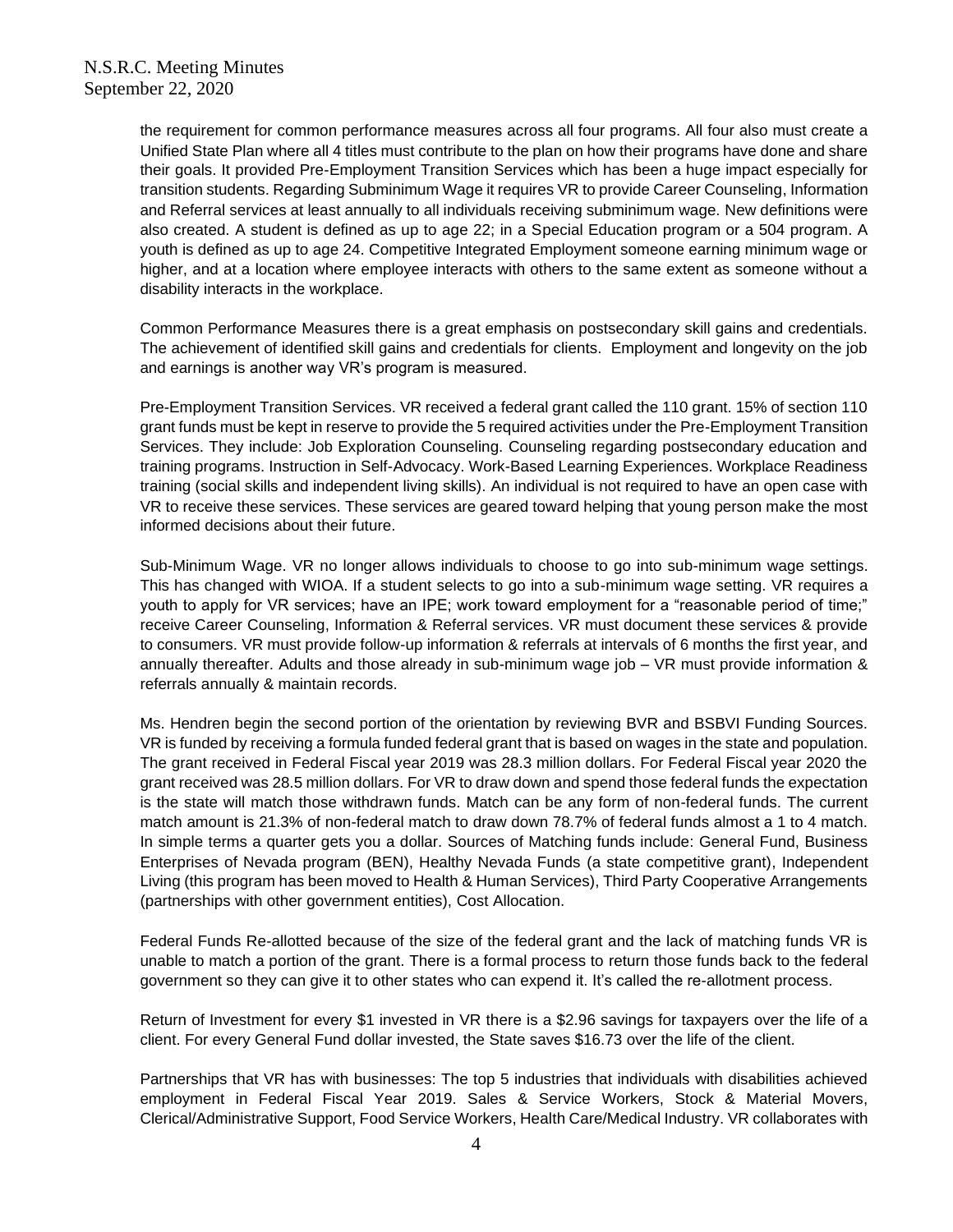the requirement for common performance measures across all four programs. All four also must create a Unified State Plan where all 4 titles must contribute to the plan on how their programs have done and share their goals. It provided Pre-Employment Transition Services which has been a huge impact especially for transition students. Regarding Subminimum Wage it requires VR to provide Career Counseling, Information and Referral services at least annually to all individuals receiving subminimum wage. New definitions were also created. A student is defined as up to age 22; in a Special Education program or a 504 program. A youth is defined as up to age 24. Competitive Integrated Employment someone earning minimum wage or higher, and at a location where employee interacts with others to the same extent as someone without a disability interacts in the workplace.

Common Performance Measures there is a great emphasis on postsecondary skill gains and credentials. The achievement of identified skill gains and credentials for clients. Employment and longevity on the job and earnings is another way VR's program is measured.

Pre-Employment Transition Services. VR received a federal grant called the 110 grant. 15% of section 110 grant funds must be kept in reserve to provide the 5 required activities under the Pre-Employment Transition Services. They include: Job Exploration Counseling. Counseling regarding postsecondary education and training programs. Instruction in Self-Advocacy. Work-Based Learning Experiences. Workplace Readiness training (social skills and independent living skills). An individual is not required to have an open case with VR to receive these services. These services are geared toward helping that young person make the most informed decisions about their future.

Sub-Minimum Wage. VR no longer allows individuals to choose to go into sub-minimum wage settings. This has changed with WIOA. If a student selects to go into a sub-minimum wage setting. VR requires a youth to apply for VR services; have an IPE; work toward employment for a "reasonable period of time;" receive Career Counseling, Information & Referral services. VR must document these services & provide to consumers. VR must provide follow-up information & referrals at intervals of 6 months the first year, and annually thereafter. Adults and those already in sub-minimum wage job – VR must provide information & referrals annually & maintain records.

Ms. Hendren begin the second portion of the orientation by reviewing BVR and BSBVI Funding Sources. VR is funded by receiving a formula funded federal grant that is based on wages in the state and population. The grant received in Federal Fiscal year 2019 was 28.3 million dollars. For Federal Fiscal year 2020 the grant received was 28.5 million dollars. For VR to draw down and spend those federal funds the expectation is the state will match those withdrawn funds. Match can be any form of non-federal funds. The current match amount is 21.3% of non-federal match to draw down 78.7% of federal funds almost a 1 to 4 match. In simple terms a quarter gets you a dollar. Sources of Matching funds include: General Fund, Business Enterprises of Nevada program (BEN), Healthy Nevada Funds (a state competitive grant), Independent Living (this program has been moved to Health & Human Services), Third Party Cooperative Arrangements (partnerships with other government entities), Cost Allocation.

Federal Funds Re-allotted because of the size of the federal grant and the lack of matching funds VR is unable to match a portion of the grant. There is a formal process to return those funds back to the federal government so they can give it to other states who can expend it. It's called the re-allotment process.

Return of Investment for every $1 invested in VR there is a $2.96 savings for taxpayers over the life of a client. For every General Fund dollar invested, the State saves $16.73 over the life of the client.

Partnerships that VR has with businesses: The top 5 industries that individuals with disabilities achieved employment in Federal Fiscal Year 2019. Sales & Service Workers, Stock & Material Movers, Clerical/Administrative Support, Food Service Workers, Health Care/Medical Industry. VR collaborates with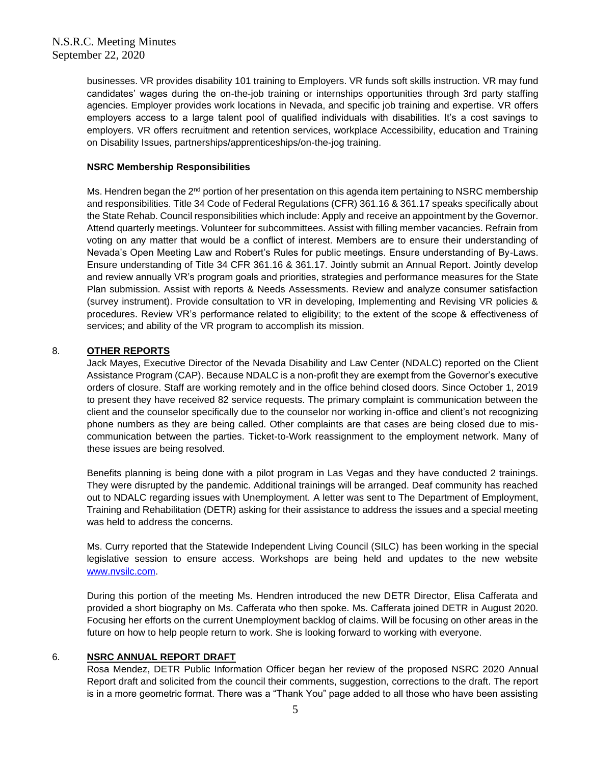businesses. VR provides disability 101 training to Employers. VR funds soft skills instruction. VR may fund candidates' wages during the on-the-job training or internships opportunities through 3rd party staffing agencies. Employer provides work locations in Nevada, and specific job training and expertise. VR offers employers access to a large talent pool of qualified individuals with disabilities. It's a cost savings to employers. VR offers recruitment and retention services, workplace Accessibility, education and Training on Disability Issues, partnerships/apprenticeships/on-the-jog training.

**NSRC Membership Responsibilities**

Ms. Hendren began the 2nd portion of her presentation on this agenda item pertaining to NSRC membership and responsibilities. Title 34 Code of Federal Regulations (CFR) 361.16 & 361.17 speaks specifically about the State Rehab. Council responsibilities which include: Apply and receive an appointment by the Governor. Attend quarterly meetings. Volunteer for subcommittees. Assist with filling member vacancies. Refrain from voting on any matter that would be a conflict of interest. Members are to ensure their understanding of Nevada's Open Meeting Law and Robert's Rules for public meetings. Ensure understanding of By-Laws. Ensure understanding of Title 34 CFR 361.16 & 361.17. Jointly submit an Annual Report. Jointly develop and review annually VR's program goals and priorities, strategies and performance measures for the State Plan submission. Assist with reports & Needs Assessments. Review and analyze consumer satisfaction (survey instrument). Provide consultation to VR in developing, Implementing and Revising VR policies & procedures. Review VR's performance related to eligibility; to the extent of the scope & effectiveness of services; and ability of the VR program to accomplish its mission.

8. **OTHER REPORTS**

Jack Mayes, Executive Director of the Nevada Disability and Law Center (NDALC) reported on the Client Assistance Program (CAP). Because NDALC is a non-profit they are exempt from the Governor's executive orders of closure. Staff are working remotely and in the office behind closed doors. Since October 1, 2019 to present they have received 82 service requests. The primary complaint is communication between the client and the counselor specifically due to the counselor nor working in-office and client's not recognizing phone numbers as they are being called. Other complaints are that cases are being closed due to mis-communication between the parties. Ticket-to-Work reassignment to the employment network. Many of these issues are being resolved.

Benefits planning is being done with a pilot program in Las Vegas and they have conducted 2 trainings. They were disrupted by the pandemic. Additional trainings will be arranged. Deaf community has reached out to NDALC regarding issues with Unemployment. A letter was sent to The Department of Employment, Training and Rehabilitation (DETR) asking for their assistance to address the issues and a special meeting was held to address the concerns.

Ms. Curry reported that the Statewide Independent Living Council (SILC) has been working in the special legislative session to ensure access. Workshops are being held and updates to the new website www.nvsilc.com.

During this portion of the meeting Ms. Hendren introduced the new DETR Director, Elisa Cafferata and provided a short biography on Ms. Cafferata who then spoke. Ms. Cafferata joined DETR in August 2020. Focusing her efforts on the current Unemployment backlog of claims. Will be focusing on other areas in the future on how to help people return to work. She is looking forward to working with everyone.

6. **NSRC ANNUAL REPORT DRAFT**

Rosa Mendez, DETR Public Information Officer began her review of the proposed NSRC 2020 Annual Report draft and solicited from the council their comments, suggestion, corrections to the draft. The report is in a more geometric format. There was a "Thank You" page added to all those who have been assisting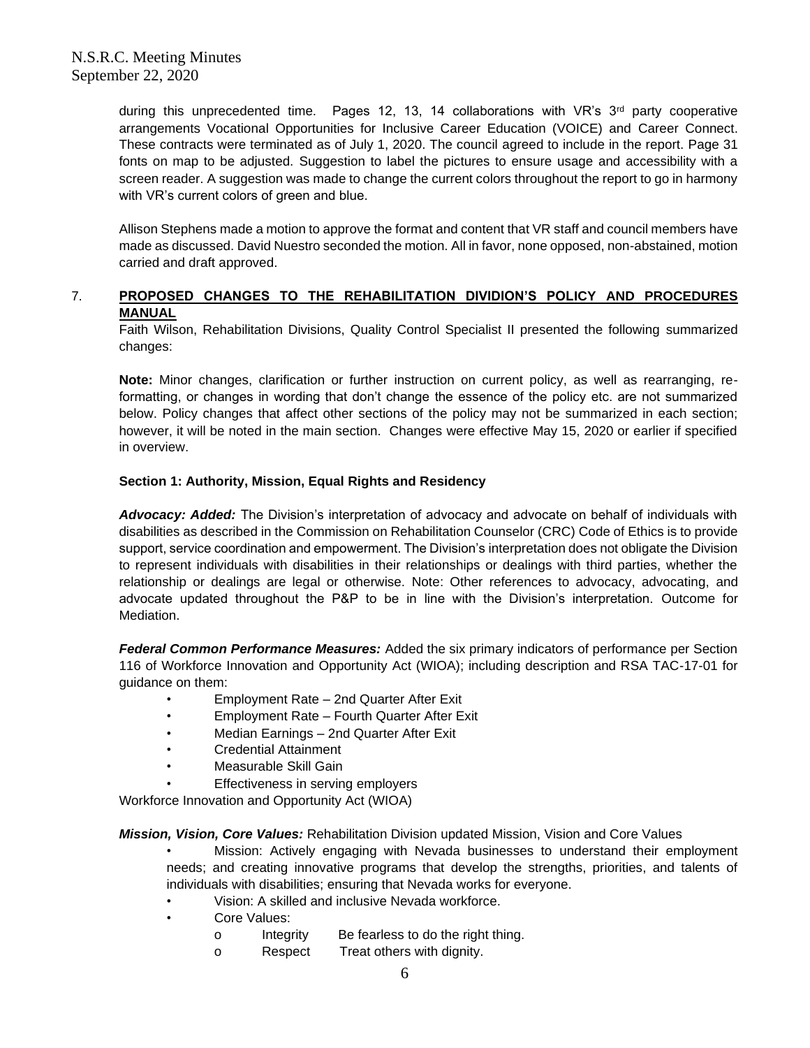during this unprecedented time. Pages 12, 13, 14 collaborations with VR's 3rd party cooperative arrangements Vocational Opportunities for Inclusive Career Education (VOICE) and Career Connect. These contracts were terminated as of July 1, 2020. The council agreed to include in the report. Page 31 fonts on map to be adjusted. Suggestion to label the pictures to ensure usage and accessibility with a screen reader. A suggestion was made to change the current colors throughout the report to go in harmony with VR's current colors of green and blue.

Allison Stephens made a motion to approve the format and content that VR staff and council members have made as discussed. David Nuestro seconded the motion. All in favor, none opposed, non-abstained, motion carried and draft approved.

7. **PROPOSED CHANGES TO THE REHABILITATION DIVIDION'S POLICY AND PROCEDURES MANUAL**

Faith Wilson, Rehabilitation Divisions, Quality Control Specialist II presented the following summarized changes:

**Note:** Minor changes, clarification or further instruction on current policy, as well as rearranging, re-formatting, or changes in wording that don't change the essence of the policy etc. are not summarized below. Policy changes that affect other sections of the policy may not be summarized in each section; however, it will be noted in the main section. Changes were effective May 15, 2020 or earlier if specified in overview.

**Section 1: Authority, Mission, Equal Rights and Residency**

***Advocacy: Added:*** The Division's interpretation of advocacy and advocate on behalf of individuals with disabilities as described in the Commission on Rehabilitation Counselor (CRC) Code of Ethics is to provide support, service coordination and empowerment. The Division's interpretation does not obligate the Division to represent individuals with disabilities in their relationships or dealings with third parties, whether the relationship or dealings are legal or otherwise. Note: Other references to advocacy, advocating, and advocate updated throughout the P&P to be in line with the Division's interpretation. Outcome for Mediation.

***Federal Common Performance Measures:*** Added the six primary indicators of performance per Section 116 of Workforce Innovation and Opportunity Act (WIOA); including description and RSA TAC-17-01 for guidance on them:

- Employment Rate – 2nd Quarter After Exit
- Employment Rate – Fourth Quarter After Exit
- Median Earnings – 2nd Quarter After Exit
- Credential Attainment
- Measurable Skill Gain
- Effectiveness in serving employers

Workforce Innovation and Opportunity Act (WIOA)

***Mission, Vision, Core Values:*** Rehabilitation Division updated Mission, Vision and Core Values

- Mission: Actively engaging with Nevada businesses to understand their employment needs; and creating innovative programs that develop the strengths, priorities, and talents of individuals with disabilities; ensuring that Nevada works for everyone.
- Vision: A skilled and inclusive Nevada workforce.
- Core Values:
  - Integrity Be fearless to do the right thing.
  - Respect Treat others with dignity.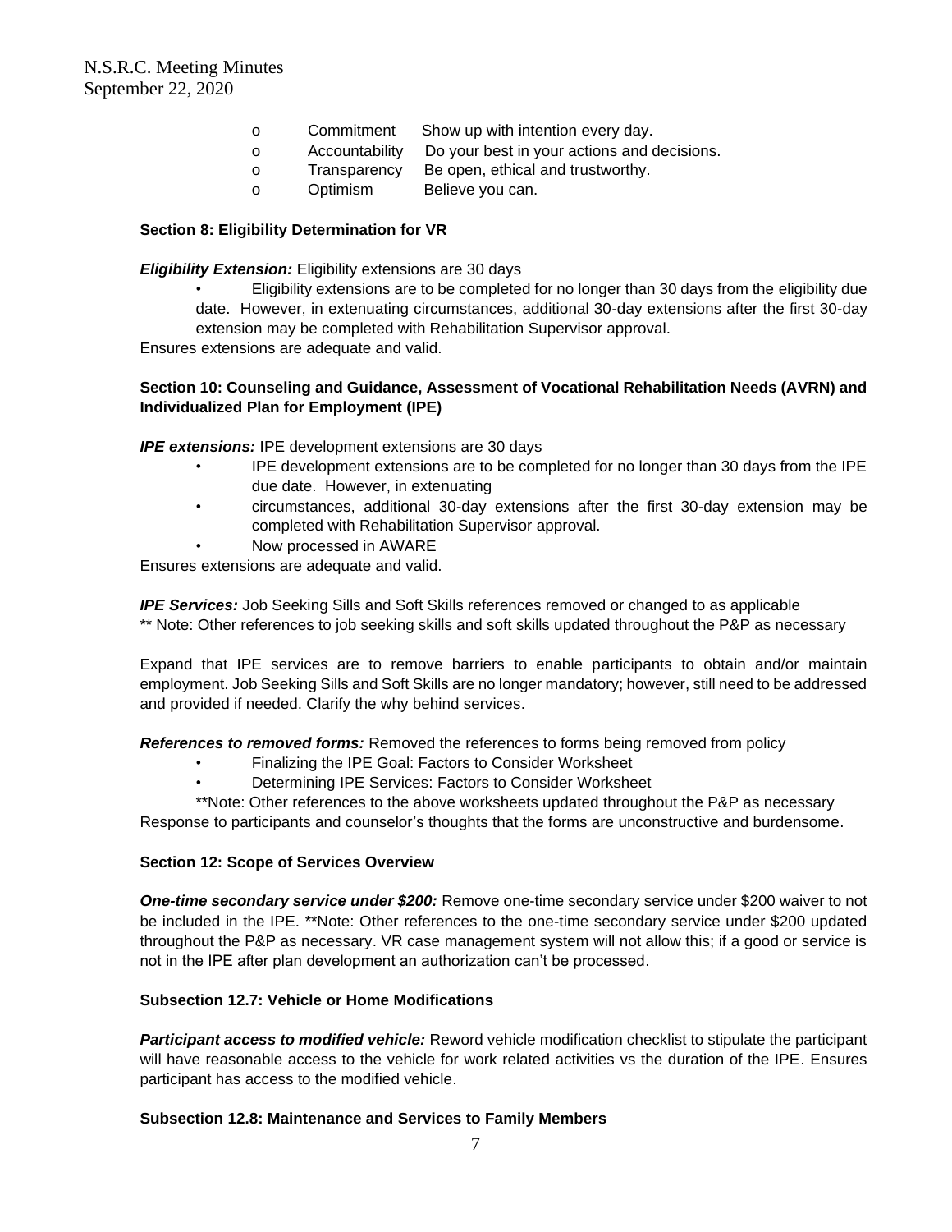- Commitment — Show up with intention every day.
- Accountability — Do your best in your actions and decisions.
- Transparency — Be open, ethical and trustworthy.
- Optimism — Believe you can.

**Section 8: Eligibility Determination for VR**

***Eligibility Extension:*** Eligibility extensions are 30 days

- Eligibility extensions are to be completed for no longer than 30 days from the eligibility due date. However, in extenuating circumstances, additional 30-day extensions after the first 30-day extension may be completed with Rehabilitation Supervisor approval.

Ensures extensions are adequate and valid.

**Section 10: Counseling and Guidance, Assessment of Vocational Rehabilitation Needs (AVRN) and Individualized Plan for Employment (IPE)**

***IPE extensions:*** IPE development extensions are 30 days

- IPE development extensions are to be completed for no longer than 30 days from the IPE due date. However, in extenuating
- circumstances, additional 30-day extensions after the first 30-day extension may be completed with Rehabilitation Supervisor approval.
- Now processed in AWARE

Ensures extensions are adequate and valid.

***IPE Services:*** Job Seeking Sills and Soft Skills references removed or changed to as applicable
** Note: Other references to job seeking skills and soft skills updated throughout the P&P as necessary

Expand that IPE services are to remove barriers to enable participants to obtain and/or maintain employment. Job Seeking Sills and Soft Skills are no longer mandatory; however, still need to be addressed and provided if needed. Clarify the why behind services.

***References to removed forms:*** Removed the references to forms being removed from policy

- Finalizing the IPE Goal: Factors to Consider Worksheet
- Determining IPE Services: Factors to Consider Worksheet

**Note: Other references to the above worksheets updated throughout the P&P as necessary
Response to participants and counselor's thoughts that the forms are unconstructive and burdensome.

**Section 12: Scope of Services Overview**

***One-time secondary service under $200:*** Remove one-time secondary service under $200 waiver to not be included in the IPE. **Note: Other references to the one-time secondary service under $200 updated throughout the P&P as necessary. VR case management system will not allow this; if a good or service is not in the IPE after plan development an authorization can't be processed.

**Subsection 12.7: Vehicle or Home Modifications**

***Participant access to modified vehicle:*** Reword vehicle modification checklist to stipulate the participant will have reasonable access to the vehicle for work related activities vs the duration of the IPE. Ensures participant has access to the modified vehicle.

**Subsection 12.8: Maintenance and Services to Family Members**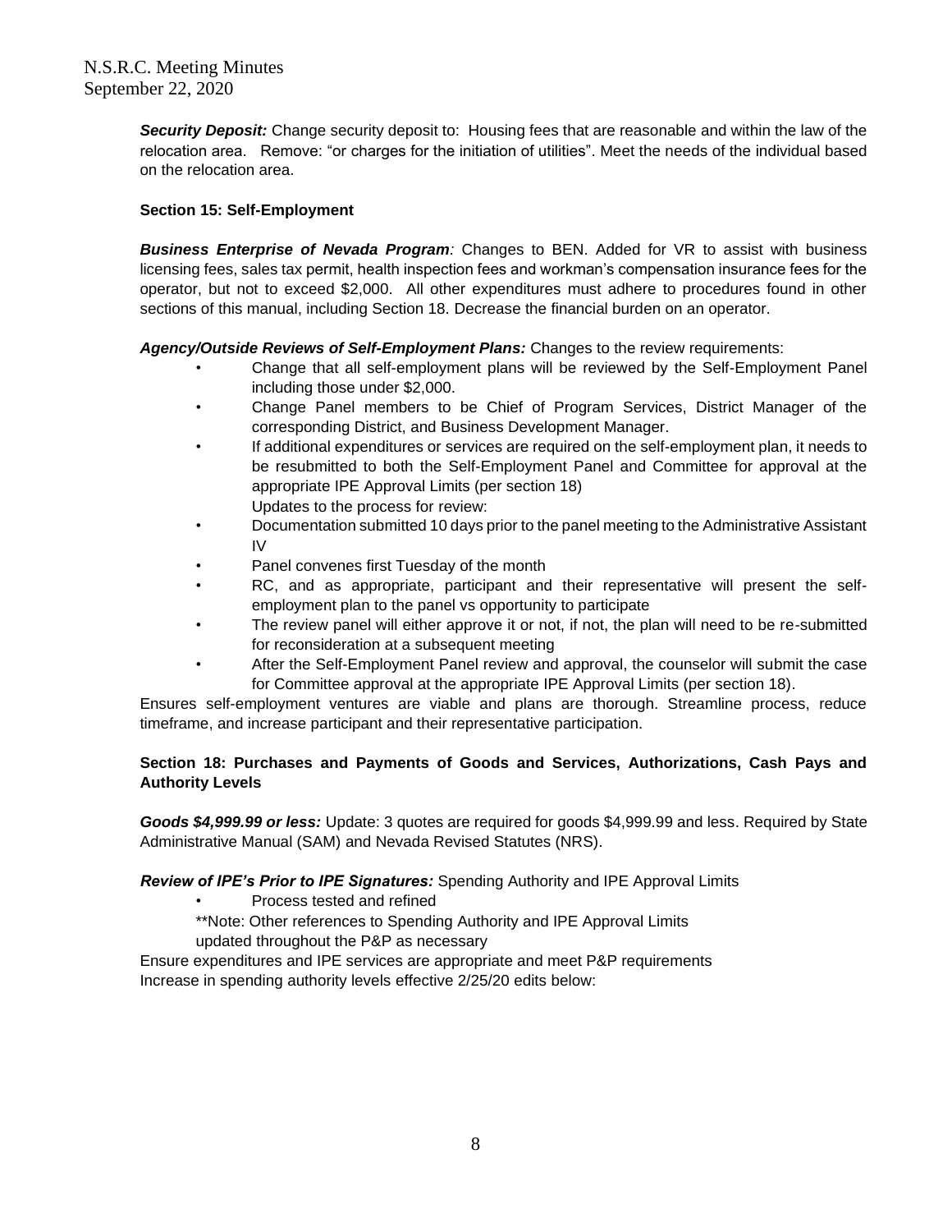***Security Deposit:*** Change security deposit to: Housing fees that are reasonable and within the law of the relocation area. Remove: "or charges for the initiation of utilities". Meet the needs of the individual based on the relocation area.

**Section 15: Self-Employment**

***Business Enterprise of Nevada Program:*** Changes to BEN. Added for VR to assist with business licensing fees, sales tax permit, health inspection fees and workman's compensation insurance fees for the operator, but not to exceed $2,000. All other expenditures must adhere to procedures found in other sections of this manual, including Section 18. Decrease the financial burden on an operator.

***Agency/Outside Reviews of Self-Employment Plans:*** Changes to the review requirements:

- Change that all self-employment plans will be reviewed by the Self-Employment Panel including those under $2,000.
- Change Panel members to be Chief of Program Services, District Manager of the corresponding District, and Business Development Manager.
- If additional expenditures or services are required on the self-employment plan, it needs to be resubmitted to both the Self-Employment Panel and Committee for approval at the appropriate IPE Approval Limits (per section 18)

  Updates to the process for review:
- Documentation submitted 10 days prior to the panel meeting to the Administrative Assistant IV
- Panel convenes first Tuesday of the month
- RC, and as appropriate, participant and their representative will present the self-employment plan to the panel vs opportunity to participate
- The review panel will either approve it or not, if not, the plan will need to be re-submitted for reconsideration at a subsequent meeting
- After the Self-Employment Panel review and approval, the counselor will submit the case for Committee approval at the appropriate IPE Approval Limits (per section 18).

Ensures self-employment ventures are viable and plans are thorough. Streamline process, reduce timeframe, and increase participant and their representative participation.

**Section 18: Purchases and Payments of Goods and Services, Authorizations, Cash Pays and Authority Levels**

***Goods $4,999.99 or less:*** Update: 3 quotes are required for goods $4,999.99 and less. Required by State Administrative Manual (SAM) and Nevada Revised Statutes (NRS).

***Review of IPE's Prior to IPE Signatures:*** Spending Authority and IPE Approval Limits

- Process tested and refined

  **Note: Other references to Spending Authority and IPE Approval Limits updated throughout the P&P as necessary

Ensure expenditures and IPE services are appropriate and meet P&P requirements
Increase in spending authority levels effective 2/25/20 edits below: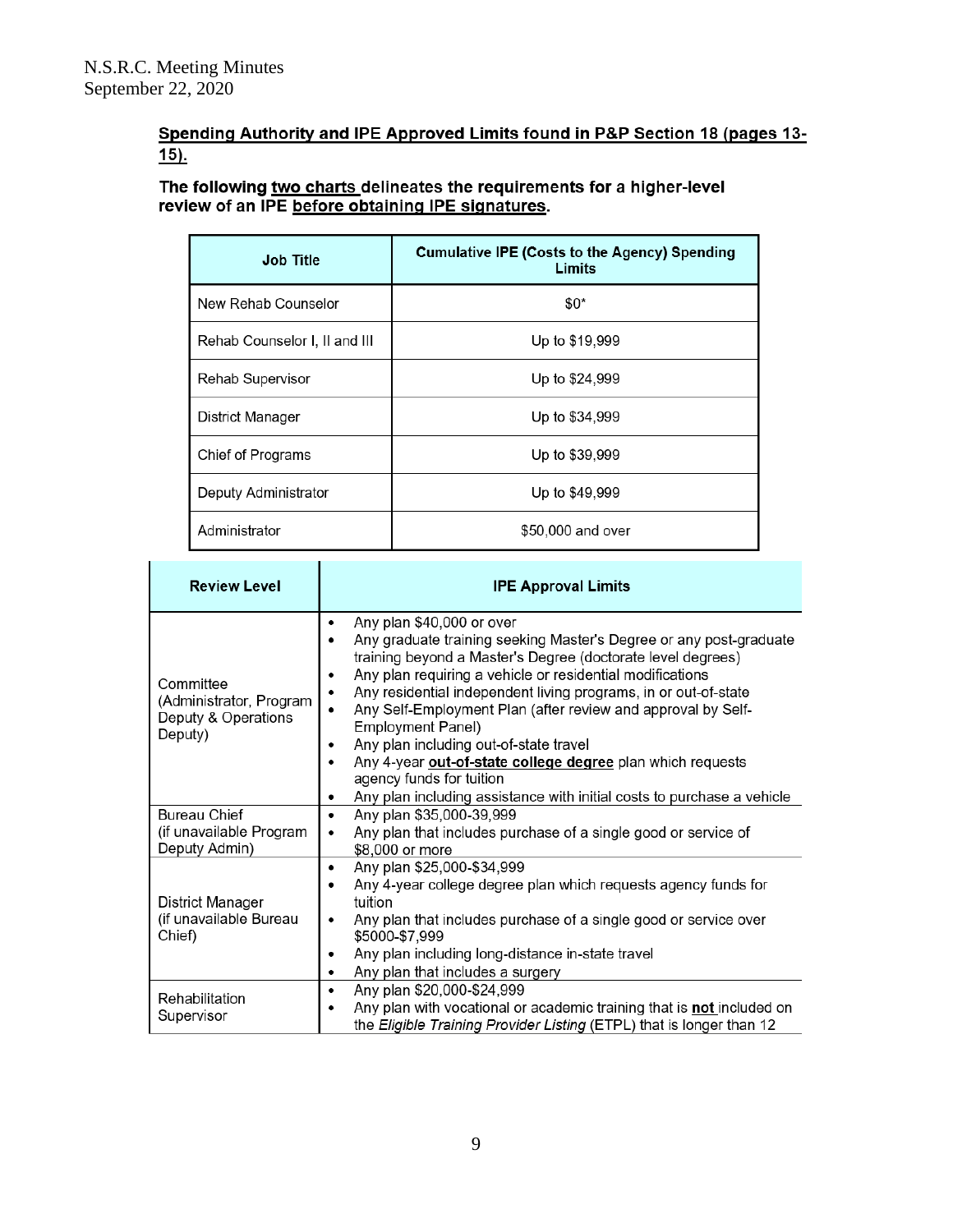**Spending Authority and IPE Approved Limits found in P&P Section 18 (pages 13-15).**

**The following two charts delineates the requirements for a higher-level review of an IPE before obtaining IPE signatures.**

| Job Title | Cumulative IPE (Costs to the Agency) Spending Limits |
|---|---|
| New Rehab Counselor | $0* |
| Rehab Counselor I, II and III | Up to $19,999 |
| Rehab Supervisor | Up to $24,999 |
| District Manager | Up to $34,999 |
| Chief of Programs | Up to $39,999 |
| Deputy Administrator | Up to $49,999 |
| Administrator | $50,000 and over |

| Review Level | IPE Approval Limits |
|---|---|
| Committee (Administrator, Program Deputy & Operations Deputy) | • Any plan $40,000 or over<br>• Any graduate training seeking Master's Degree or any post-graduate training beyond a Master's Degree (doctorate level degrees)<br>• Any plan requiring a vehicle or residential modifications<br>• Any residential independent living programs, in or out-of-state<br>• Any Self-Employment Plan (after review and approval by Self-Employment Panel)<br>• Any plan including out-of-state travel<br>• Any 4-year **out-of-state college degree** plan which requests agency funds for tuition<br>• Any plan including assistance with initial costs to purchase a vehicle |
| Bureau Chief (if unavailable Program Deputy Admin) | • Any plan $35,000-39,999<br>• Any plan that includes purchase of a single good or service of $8,000 or more |
| District Manager (if unavailable Bureau Chief) | • Any plan $25,000-$34,999<br>• Any 4-year college degree plan which requests agency funds for tuition<br>• Any plan that includes purchase of a single good or service over $5000-$7,999<br>• Any plan including long-distance in-state travel<br>• Any plan that includes a surgery |
| Rehabilitation Supervisor | • Any plan $20,000-$24,999<br>• Any plan with vocational or academic training that is **not** included on the *Eligible Training Provider Listing* (ETPL) that is longer than 12 |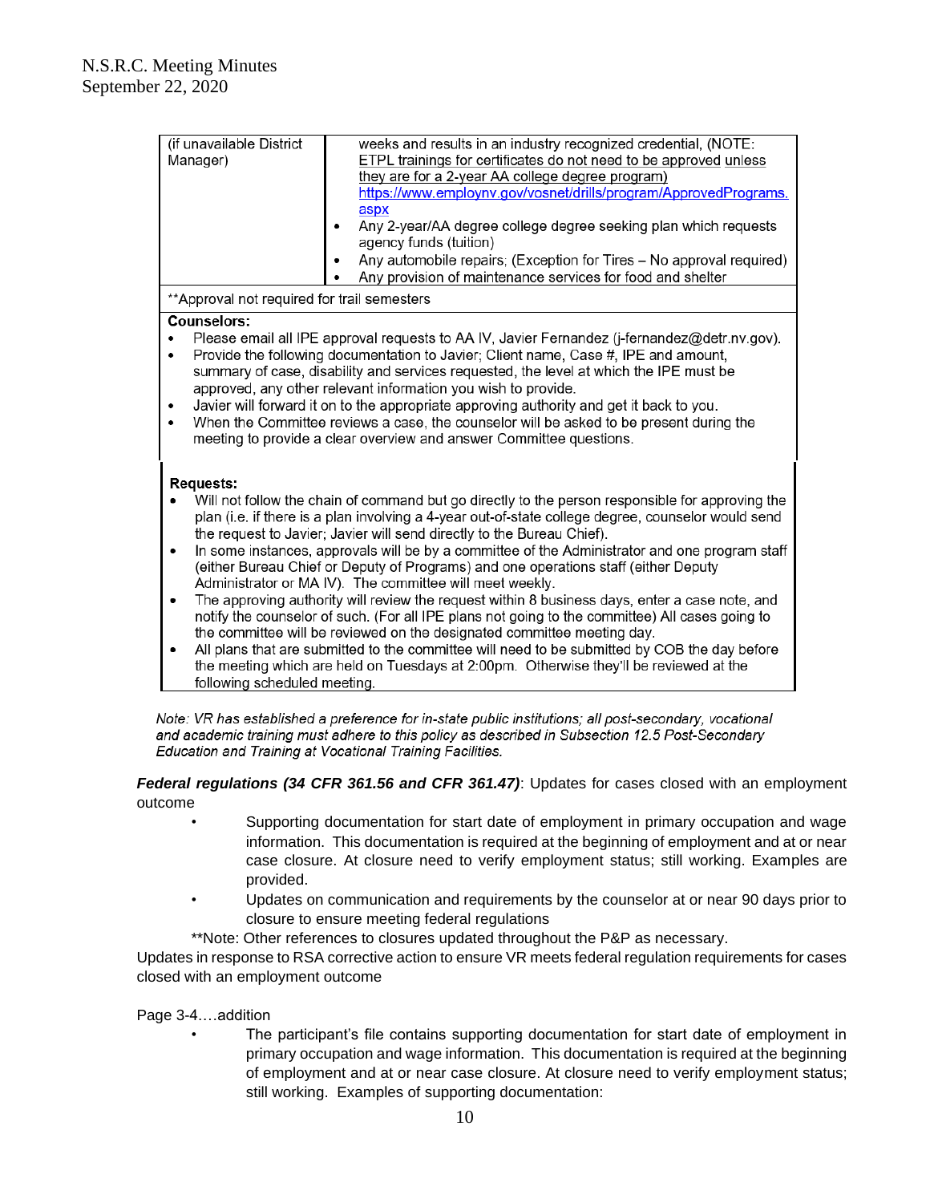| | |
|---|---|
| (if unavailable District Manager) | weeks and results in an industry recognized credential, (NOTE: ETPL trainings for certificates do not need to be approved unless they are for a 2-year AA college degree program) https://www.employnv.gov/vosnet/drills/program/ApprovedPrograms.aspx <br>• Any 2-year/AA degree college degree seeking plan which requests agency funds (tuition)<br>• Any automobile repairs; (Exception for Tires – No approval required)<br>• Any provision of maintenance services for food and shelter |
| **Approval not required for trail semesters | |

**Counselors:**

- Please email all IPE approval requests to AA IV, Javier Fernandez (j-fernandez@detr.nv.gov).
- Provide the following documentation to Javier; Client name, Case #, IPE and amount, summary of case, disability and services requested, the level at which the IPE must be approved, any other relevant information you wish to provide.
- Javier will forward it on to the appropriate approving authority and get it back to you.
- When the Committee reviews a case, the counselor will be asked to be present during the meeting to provide a clear overview and answer Committee questions.

**Requests:**

- Will not follow the chain of command but go directly to the person responsible for approving the plan (i.e. if there is a plan involving a 4-year out-of-state college degree, counselor would send the request to Javier; Javier will send directly to the Bureau Chief).
- In some instances, approvals will be by a committee of the Administrator and one program staff (either Bureau Chief or Deputy of Programs) and one operations staff (either Deputy Administrator or MA IV). The committee will meet weekly.
- The approving authority will review the request within 8 business days, enter a case note, and notify the counselor of such. (For all IPE plans not going to the committee) All cases going to the committee will be reviewed on the designated committee meeting day.
- All plans that are submitted to the committee will need to be submitted by COB the day before the meeting which are held on Tuesdays at 2:00pm. Otherwise they'll be reviewed at the following scheduled meeting.

*Note: VR has established a preference for in-state public institutions; all post-secondary, vocational and academic training must adhere to this policy as described in Subsection 12.5 Post-Secondary Education and Training at Vocational Training Facilities.*

***Federal regulations (34 CFR 361.56 and CFR 361.47)***: Updates for cases closed with an employment outcome

- Supporting documentation for start date of employment in primary occupation and wage information. This documentation is required at the beginning of employment and at or near case closure. At closure need to verify employment status; still working. Examples are provided.
- Updates on communication and requirements by the counselor at or near 90 days prior to closure to ensure meeting federal regulations

**Note: Other references to closures updated throughout the P&P as necessary.

Updates in response to RSA corrective action to ensure VR meets federal regulation requirements for cases closed with an employment outcome

Page 3-4….addition

- The participant's file contains supporting documentation for start date of employment in primary occupation and wage information. This documentation is required at the beginning of employment and at or near case closure. At closure need to verify employment status; still working. Examples of supporting documentation: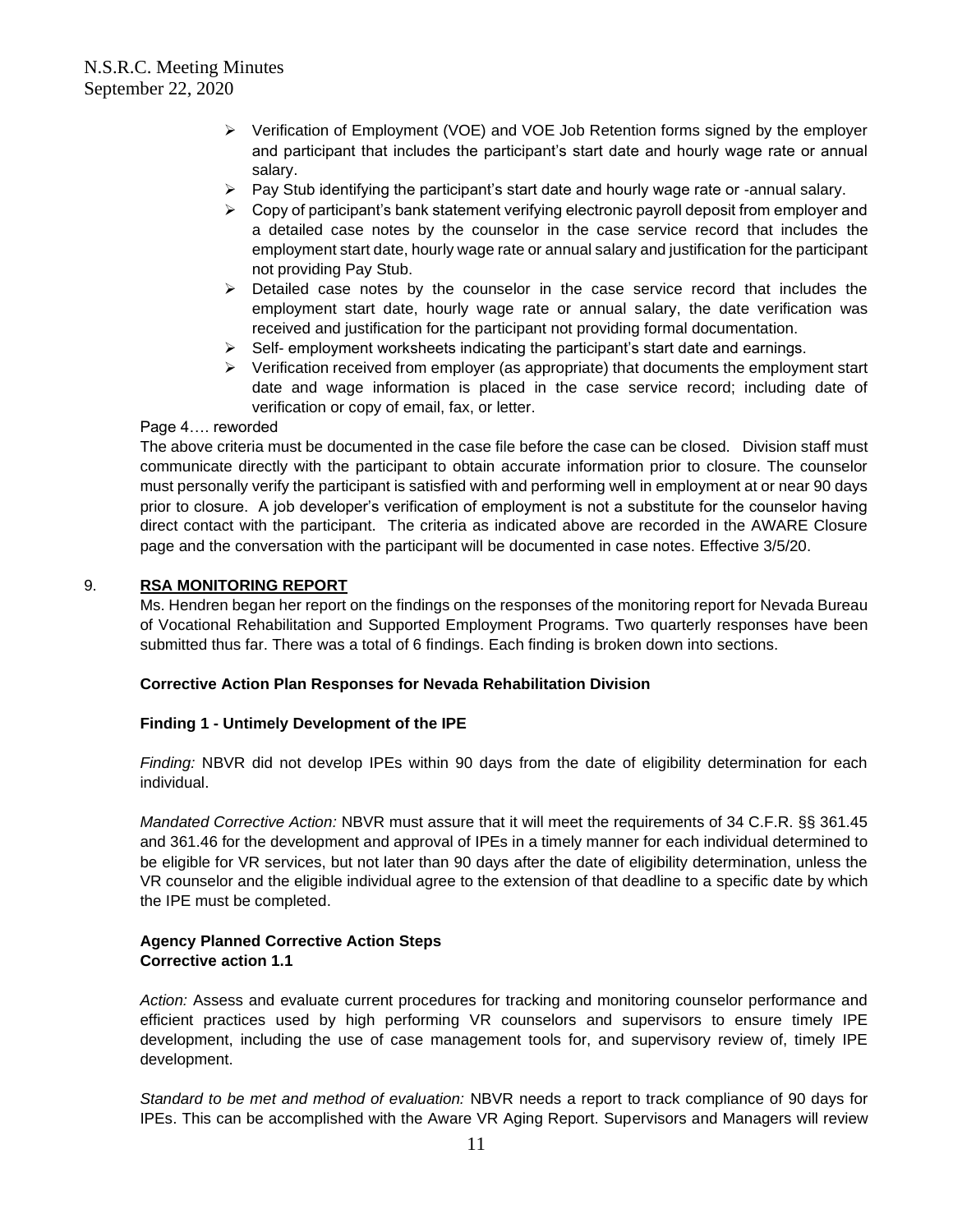- Verification of Employment (VOE) and VOE Job Retention forms signed by the employer and participant that includes the participant's start date and hourly wage rate or annual salary.
- Pay Stub identifying the participant's start date and hourly wage rate or -annual salary.
- Copy of participant's bank statement verifying electronic payroll deposit from employer and a detailed case notes by the counselor in the case service record that includes the employment start date, hourly wage rate or annual salary and justification for the participant not providing Pay Stub.
- Detailed case notes by the counselor in the case service record that includes the employment start date, hourly wage rate or annual salary, the date verification was received and justification for the participant not providing formal documentation.
- Self- employment worksheets indicating the participant's start date and earnings.
- Verification received from employer (as appropriate) that documents the employment start date and wage information is placed in the case service record; including date of verification or copy of email, fax, or letter.

Page 4…. reworded

The above criteria must be documented in the case file before the case can be closed. Division staff must communicate directly with the participant to obtain accurate information prior to closure. The counselor must personally verify the participant is satisfied with and performing well in employment at or near 90 days prior to closure. A job developer's verification of employment is not a substitute for the counselor having direct contact with the participant. The criteria as indicated above are recorded in the AWARE Closure page and the conversation with the participant will be documented in case notes. Effective 3/5/20.

9. **RSA MONITORING REPORT**

Ms. Hendren began her report on the findings on the responses of the monitoring report for Nevada Bureau of Vocational Rehabilitation and Supported Employment Programs. Two quarterly responses have been submitted thus far. There was a total of 6 findings. Each finding is broken down into sections.

**Corrective Action Plan Responses for Nevada Rehabilitation Division**

**Finding 1 - Untimely Development of the IPE**

*Finding:* NBVR did not develop IPEs within 90 days from the date of eligibility determination for each individual.

*Mandated Corrective Action:* NBVR must assure that it will meet the requirements of 34 C.F.R. §§ 361.45 and 361.46 for the development and approval of IPEs in a timely manner for each individual determined to be eligible for VR services, but not later than 90 days after the date of eligibility determination, unless the VR counselor and the eligible individual agree to the extension of that deadline to a specific date by which the IPE must be completed.

**Agency Planned Corrective Action Steps**
**Corrective action 1.1**

*Action:* Assess and evaluate current procedures for tracking and monitoring counselor performance and efficient practices used by high performing VR counselors and supervisors to ensure timely IPE development, including the use of case management tools for, and supervisory review of, timely IPE development.

*Standard to be met and method of evaluation:* NBVR needs a report to track compliance of 90 days for IPEs. This can be accomplished with the Aware VR Aging Report. Supervisors and Managers will review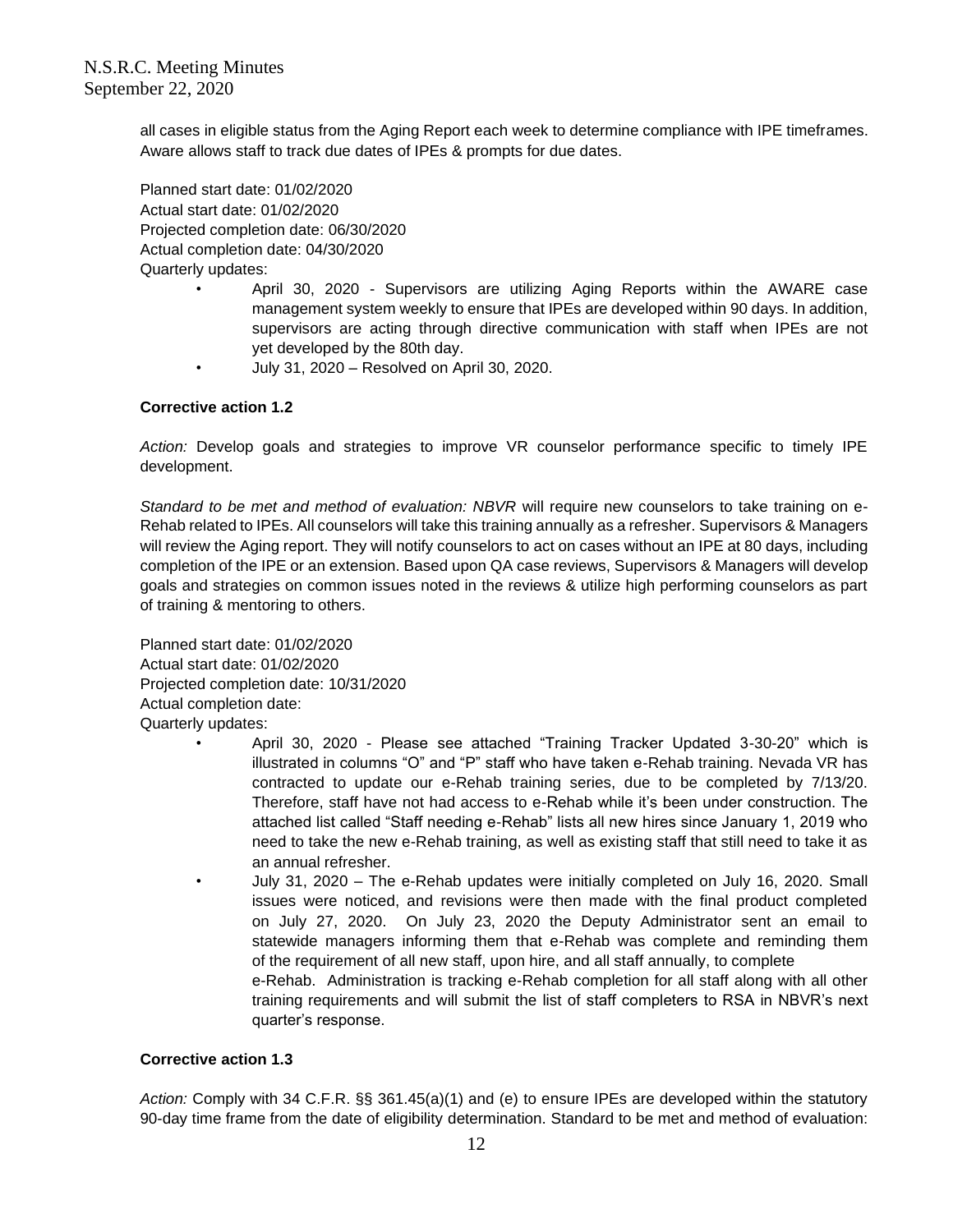all cases in eligible status from the Aging Report each week to determine compliance with IPE timeframes. Aware allows staff to track due dates of IPEs & prompts for due dates.

Planned start date: 01/02/2020
Actual start date: 01/02/2020
Projected completion date: 06/30/2020
Actual completion date: 04/30/2020
Quarterly updates:

- April 30, 2020 - Supervisors are utilizing Aging Reports within the AWARE case management system weekly to ensure that IPEs are developed within 90 days. In addition, supervisors are acting through directive communication with staff when IPEs are not yet developed by the 80th day.
- July 31, 2020 – Resolved on April 30, 2020.

**Corrective action 1.2**

*Action:* Develop goals and strategies to improve VR counselor performance specific to timely IPE development.

*Standard to be met and method of evaluation: NBVR* will require new counselors to take training on e-Rehab related to IPEs. All counselors will take this training annually as a refresher. Supervisors & Managers will review the Aging report. They will notify counselors to act on cases without an IPE at 80 days, including completion of the IPE or an extension. Based upon QA case reviews, Supervisors & Managers will develop goals and strategies on common issues noted in the reviews & utilize high performing counselors as part of training & mentoring to others.

Planned start date: 01/02/2020
Actual start date: 01/02/2020
Projected completion date: 10/31/2020
Actual completion date:
Quarterly updates:

- April 30, 2020 - Please see attached "Training Tracker Updated 3-30-20" which is illustrated in columns "O" and "P" staff who have taken e-Rehab training. Nevada VR has contracted to update our e-Rehab training series, due to be completed by 7/13/20. Therefore, staff have not had access to e-Rehab while it's been under construction. The attached list called "Staff needing e-Rehab" lists all new hires since January 1, 2019 who need to take the new e-Rehab training, as well as existing staff that still need to take it as an annual refresher.
- July 31, 2020 – The e-Rehab updates were initially completed on July 16, 2020. Small issues were noticed, and revisions were then made with the final product completed on July 27, 2020. On July 23, 2020 the Deputy Administrator sent an email to statewide managers informing them that e-Rehab was complete and reminding them of the requirement of all new staff, upon hire, and all staff annually, to complete e-Rehab. Administration is tracking e-Rehab completion for all staff along with all other training requirements and will submit the list of staff completers to RSA in NBVR's next quarter's response.

**Corrective action 1.3**

*Action:* Comply with 34 C.F.R. §§ 361.45(a)(1) and (e) to ensure IPEs are developed within the statutory 90-day time frame from the date of eligibility determination. Standard to be met and method of evaluation: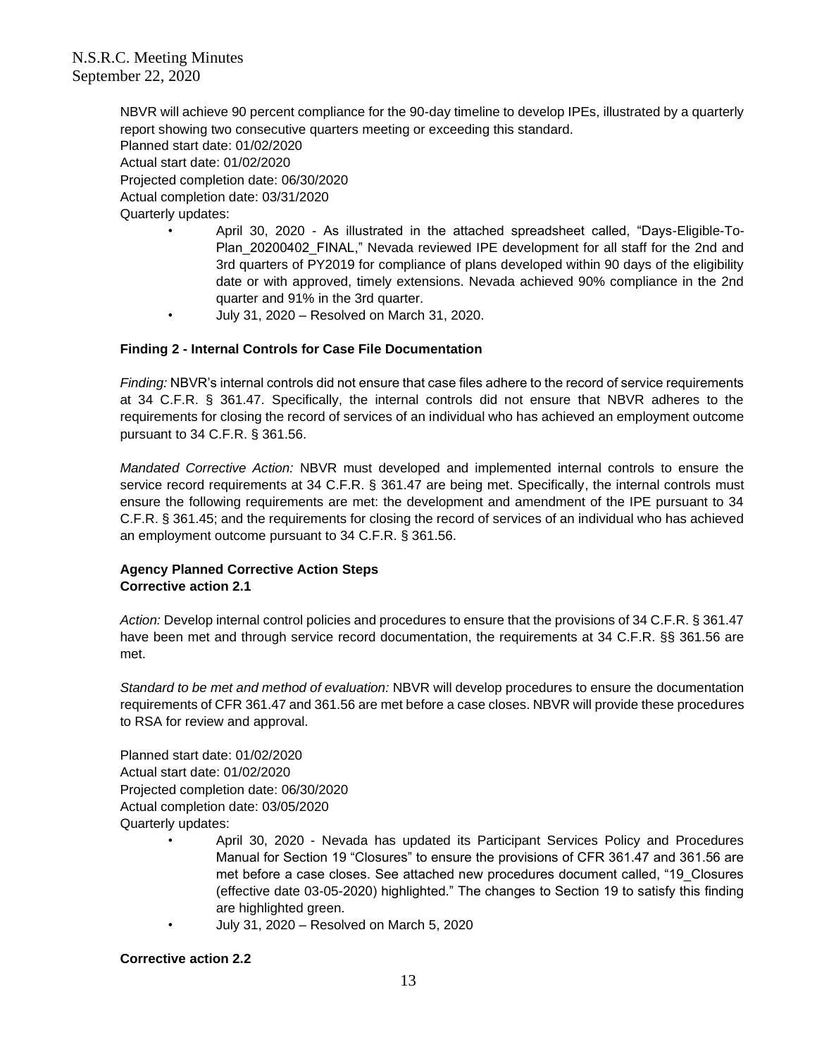NBVR will achieve 90 percent compliance for the 90-day timeline to develop IPEs, illustrated by a quarterly report showing two consecutive quarters meeting or exceeding this standard.
Planned start date: 01/02/2020
Actual start date: 01/02/2020
Projected completion date: 06/30/2020
Actual completion date: 03/31/2020
Quarterly updates:

- April 30, 2020 - As illustrated in the attached spreadsheet called, "Days-Eligible-To-Plan_20200402_FINAL," Nevada reviewed IPE development for all staff for the 2nd and 3rd quarters of PY2019 for compliance of plans developed within 90 days of the eligibility date or with approved, timely extensions. Nevada achieved 90% compliance in the 2nd quarter and 91% in the 3rd quarter.
- July 31, 2020 – Resolved on March 31, 2020.

**Finding 2 - Internal Controls for Case File Documentation**

*Finding:* NBVR's internal controls did not ensure that case files adhere to the record of service requirements at 34 C.F.R. § 361.47. Specifically, the internal controls did not ensure that NBVR adheres to the requirements for closing the record of services of an individual who has achieved an employment outcome pursuant to 34 C.F.R. § 361.56.

*Mandated Corrective Action:* NBVR must developed and implemented internal controls to ensure the service record requirements at 34 C.F.R. § 361.47 are being met. Specifically, the internal controls must ensure the following requirements are met: the development and amendment of the IPE pursuant to 34 C.F.R. § 361.45; and the requirements for closing the record of services of an individual who has achieved an employment outcome pursuant to 34 C.F.R. § 361.56.

**Agency Planned Corrective Action Steps**
**Corrective action 2.1**

*Action:* Develop internal control policies and procedures to ensure that the provisions of 34 C.F.R. § 361.47 have been met and through service record documentation, the requirements at 34 C.F.R. §§ 361.56 are met.

*Standard to be met and method of evaluation:* NBVR will develop procedures to ensure the documentation requirements of CFR 361.47 and 361.56 are met before a case closes. NBVR will provide these procedures to RSA for review and approval.

Planned start date: 01/02/2020
Actual start date: 01/02/2020
Projected completion date: 06/30/2020
Actual completion date: 03/05/2020
Quarterly updates:

- April 30, 2020 - Nevada has updated its Participant Services Policy and Procedures Manual for Section 19 "Closures" to ensure the provisions of CFR 361.47 and 361.56 are met before a case closes. See attached new procedures document called, "19_Closures (effective date 03-05-2020) highlighted." The changes to Section 19 to satisfy this finding are highlighted green.
- July 31, 2020 – Resolved on March 5, 2020

**Corrective action 2.2**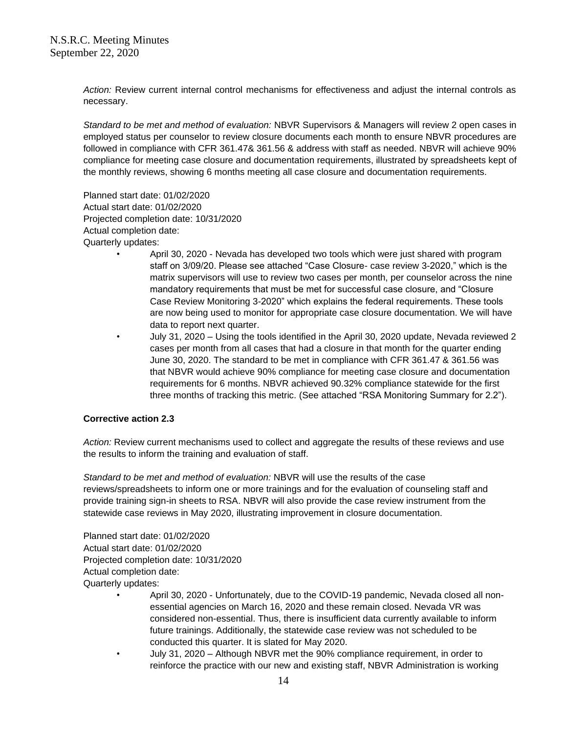*Action:* Review current internal control mechanisms for effectiveness and adjust the internal controls as necessary.

*Standard to be met and method of evaluation:* NBVR Supervisors & Managers will review 2 open cases in employed status per counselor to review closure documents each month to ensure NBVR procedures are followed in compliance with CFR 361.47& 361.56 & address with staff as needed. NBVR will achieve 90% compliance for meeting case closure and documentation requirements, illustrated by spreadsheets kept of the monthly reviews, showing 6 months meeting all case closure and documentation requirements.

Planned start date: 01/02/2020
Actual start date: 01/02/2020
Projected completion date: 10/31/2020
Actual completion date:
Quarterly updates:

- April 30, 2020 - Nevada has developed two tools which were just shared with program staff on 3/09/20. Please see attached "Case Closure- case review 3-2020," which is the matrix supervisors will use to review two cases per month, per counselor across the nine mandatory requirements that must be met for successful case closure, and "Closure Case Review Monitoring 3-2020" which explains the federal requirements. These tools are now being used to monitor for appropriate case closure documentation. We will have data to report next quarter.
- July 31, 2020 – Using the tools identified in the April 30, 2020 update, Nevada reviewed 2 cases per month from all cases that had a closure in that month for the quarter ending June 30, 2020. The standard to be met in compliance with CFR 361.47 & 361.56 was that NBVR would achieve 90% compliance for meeting case closure and documentation requirements for 6 months. NBVR achieved 90.32% compliance statewide for the first three months of tracking this metric. (See attached "RSA Monitoring Summary for 2.2").

**Corrective action 2.3**

*Action:* Review current mechanisms used to collect and aggregate the results of these reviews and use the results to inform the training and evaluation of staff.

*Standard to be met and method of evaluation:* NBVR will use the results of the case reviews/spreadsheets to inform one or more trainings and for the evaluation of counseling staff and provide training sign-in sheets to RSA. NBVR will also provide the case review instrument from the statewide case reviews in May 2020, illustrating improvement in closure documentation.

Planned start date: 01/02/2020
Actual start date: 01/02/2020
Projected completion date: 10/31/2020
Actual completion date:
Quarterly updates:

- April 30, 2020 - Unfortunately, due to the COVID-19 pandemic, Nevada closed all non-essential agencies on March 16, 2020 and these remain closed. Nevada VR was considered non-essential. Thus, there is insufficient data currently available to inform future trainings. Additionally, the statewide case review was not scheduled to be conducted this quarter. It is slated for May 2020.
- July 31, 2020 – Although NBVR met the 90% compliance requirement, in order to reinforce the practice with our new and existing staff, NBVR Administration is working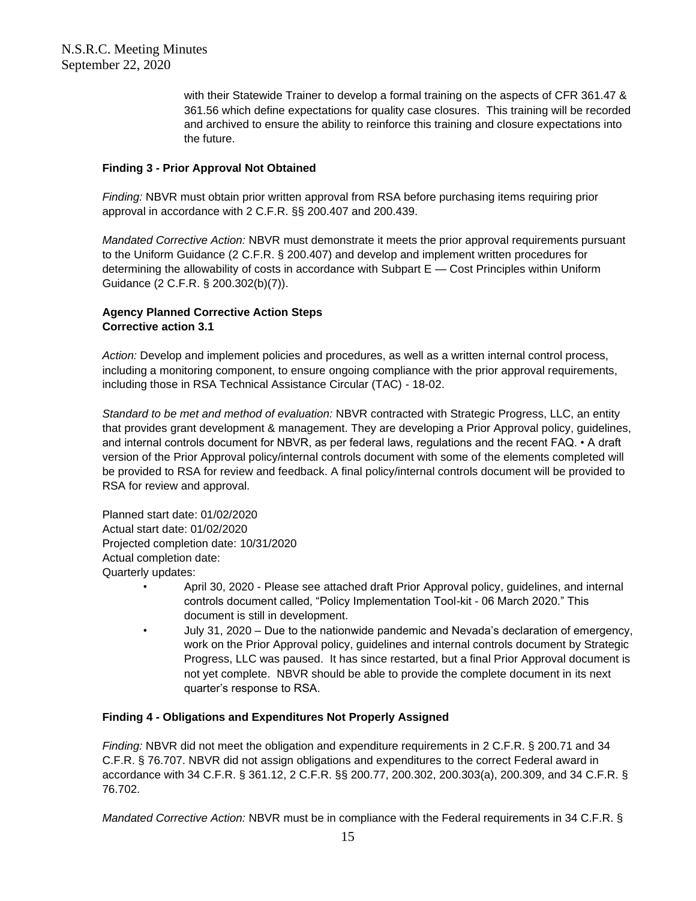with their Statewide Trainer to develop a formal training on the aspects of CFR 361.47 & 361.56 which define expectations for quality case closures. This training will be recorded and archived to ensure the ability to reinforce this training and closure expectations into the future.

**Finding 3 - Prior Approval Not Obtained**

*Finding:* NBVR must obtain prior written approval from RSA before purchasing items requiring prior approval in accordance with 2 C.F.R. §§ 200.407 and 200.439.

*Mandated Corrective Action:* NBVR must demonstrate it meets the prior approval requirements pursuant to the Uniform Guidance (2 C.F.R. § 200.407) and develop and implement written procedures for determining the allowability of costs in accordance with Subpart E — Cost Principles within Uniform Guidance (2 C.F.R. § 200.302(b)(7)).

**Agency Planned Corrective Action Steps**
**Corrective action 3.1**

*Action:* Develop and implement policies and procedures, as well as a written internal control process, including a monitoring component, to ensure ongoing compliance with the prior approval requirements, including those in RSA Technical Assistance Circular (TAC) - 18-02.

*Standard to be met and method of evaluation:* NBVR contracted with Strategic Progress, LLC, an entity that provides grant development & management. They are developing a Prior Approval policy, guidelines, and internal controls document for NBVR, as per federal laws, regulations and the recent FAQ. • A draft version of the Prior Approval policy/internal controls document with some of the elements completed will be provided to RSA for review and feedback. A final policy/internal controls document will be provided to RSA for review and approval.

Planned start date: 01/02/2020
Actual start date: 01/02/2020
Projected completion date: 10/31/2020
Actual completion date:
Quarterly updates:

- April 30, 2020 - Please see attached draft Prior Approval policy, guidelines, and internal controls document called, "Policy Implementation Tool-kit - 06 March 2020." This document is still in development.
- July 31, 2020 – Due to the nationwide pandemic and Nevada's declaration of emergency, work on the Prior Approval policy, guidelines and internal controls document by Strategic Progress, LLC was paused. It has since restarted, but a final Prior Approval document is not yet complete. NBVR should be able to provide the complete document in its next quarter's response to RSA.

**Finding 4 - Obligations and Expenditures Not Properly Assigned**

*Finding:* NBVR did not meet the obligation and expenditure requirements in 2 C.F.R. § 200.71 and 34 C.F.R. § 76.707. NBVR did not assign obligations and expenditures to the correct Federal award in accordance with 34 C.F.R. § 361.12, 2 C.F.R. §§ 200.77, 200.302, 200.303(a), 200.309, and 34 C.F.R. § 76.702.

*Mandated Corrective Action:* NBVR must be in compliance with the Federal requirements in 34 C.F.R. §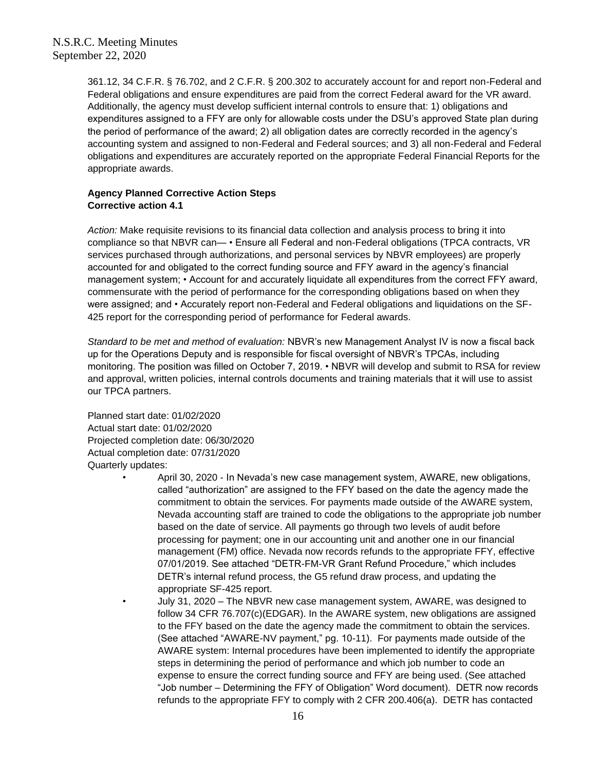361.12, 34 C.F.R. § 76.702, and 2 C.F.R. § 200.302 to accurately account for and report non-Federal and Federal obligations and ensure expenditures are paid from the correct Federal award for the VR award. Additionally, the agency must develop sufficient internal controls to ensure that: 1) obligations and expenditures assigned to a FFY are only for allowable costs under the DSU's approved State plan during the period of performance of the award; 2) all obligation dates are correctly recorded in the agency's accounting system and assigned to non-Federal and Federal sources; and 3) all non-Federal and Federal obligations and expenditures are accurately reported on the appropriate Federal Financial Reports for the appropriate awards.

**Agency Planned Corrective Action Steps**
**Corrective action 4.1**

*Action:* Make requisite revisions to its financial data collection and analysis process to bring it into compliance so that NBVR can— • Ensure all Federal and non-Federal obligations (TPCA contracts, VR services purchased through authorizations, and personal services by NBVR employees) are properly accounted for and obligated to the correct funding source and FFY award in the agency's financial management system; • Account for and accurately liquidate all expenditures from the correct FFY award, commensurate with the period of performance for the corresponding obligations based on when they were assigned; and • Accurately report non-Federal and Federal obligations and liquidations on the SF-425 report for the corresponding period of performance for Federal awards.

*Standard to be met and method of evaluation:* NBVR's new Management Analyst IV is now a fiscal back up for the Operations Deputy and is responsible for fiscal oversight of NBVR's TPCAs, including monitoring. The position was filled on October 7, 2019. • NBVR will develop and submit to RSA for review and approval, written policies, internal controls documents and training materials that it will use to assist our TPCA partners.

Planned start date: 01/02/2020
Actual start date: 01/02/2020
Projected completion date: 06/30/2020
Actual completion date: 07/31/2020
Quarterly updates:

- April 30, 2020 - In Nevada's new case management system, AWARE, new obligations, called "authorization" are assigned to the FFY based on the date the agency made the commitment to obtain the services. For payments made outside of the AWARE system, Nevada accounting staff are trained to code the obligations to the appropriate job number based on the date of service. All payments go through two levels of audit before processing for payment; one in our accounting unit and another one in our financial management (FM) office. Nevada now records refunds to the appropriate FFY, effective 07/01/2019. See attached "DETR-FM-VR Grant Refund Procedure," which includes DETR's internal refund process, the G5 refund draw process, and updating the appropriate SF-425 report.
- July 31, 2020 – The NBVR new case management system, AWARE, was designed to follow 34 CFR 76.707(c)(EDGAR). In the AWARE system, new obligations are assigned to the FFY based on the date the agency made the commitment to obtain the services. (See attached "AWARE-NV payment," pg. 10-11). For payments made outside of the AWARE system: Internal procedures have been implemented to identify the appropriate steps in determining the period of performance and which job number to code an expense to ensure the correct funding source and FFY are being used. (See attached "Job number – Determining the FFY of Obligation" Word document). DETR now records refunds to the appropriate FFY to comply with 2 CFR 200.406(a). DETR has contacted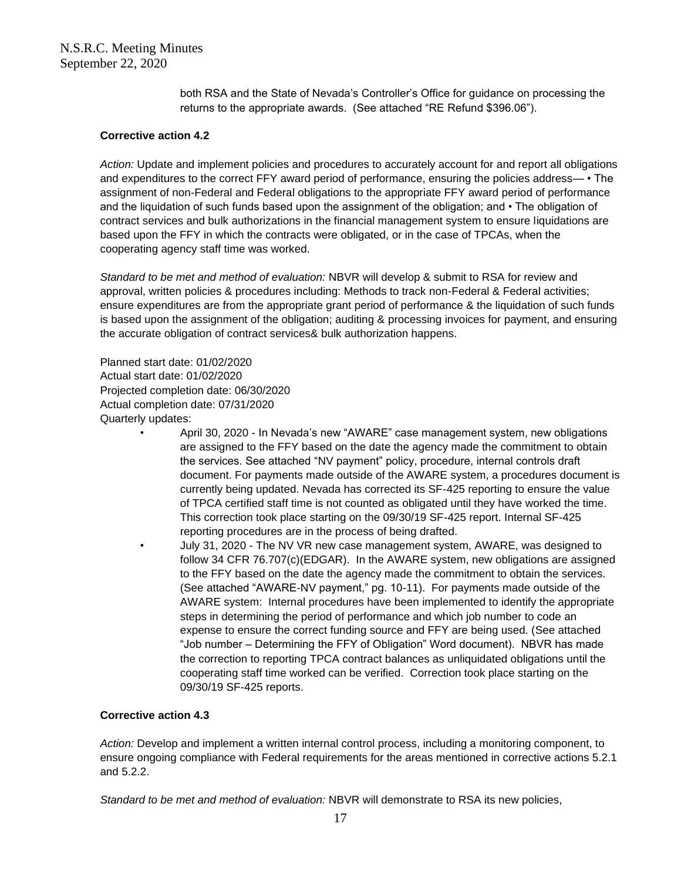both RSA and the State of Nevada's Controller's Office for guidance on processing the returns to the appropriate awards. (See attached "RE Refund $396.06").

**Corrective action 4.2**

*Action:* Update and implement policies and procedures to accurately account for and report all obligations and expenditures to the correct FFY award period of performance, ensuring the policies address— • The assignment of non-Federal and Federal obligations to the appropriate FFY award period of performance and the liquidation of such funds based upon the assignment of the obligation; and • The obligation of contract services and bulk authorizations in the financial management system to ensure liquidations are based upon the FFY in which the contracts were obligated, or in the case of TPCAs, when the cooperating agency staff time was worked.

*Standard to be met and method of evaluation:* NBVR will develop & submit to RSA for review and approval, written policies & procedures including: Methods to track non-Federal & Federal activities; ensure expenditures are from the appropriate grant period of performance & the liquidation of such funds is based upon the assignment of the obligation; auditing & processing invoices for payment, and ensuring the accurate obligation of contract services& bulk authorization happens.

Planned start date: 01/02/2020
Actual start date: 01/02/2020
Projected completion date: 06/30/2020
Actual completion date: 07/31/2020
Quarterly updates:

- April 30, 2020 - In Nevada's new "AWARE" case management system, new obligations are assigned to the FFY based on the date the agency made the commitment to obtain the services. See attached "NV payment" policy, procedure, internal controls draft document. For payments made outside of the AWARE system, a procedures document is currently being updated. Nevada has corrected its SF-425 reporting to ensure the value of TPCA certified staff time is not counted as obligated until they have worked the time. This correction took place starting on the 09/30/19 SF-425 report. Internal SF-425 reporting procedures are in the process of being drafted.
- July 31, 2020 - The NV VR new case management system, AWARE, was designed to follow 34 CFR 76.707(c)(EDGAR). In the AWARE system, new obligations are assigned to the FFY based on the date the agency made the commitment to obtain the services. (See attached "AWARE-NV payment," pg. 10-11). For payments made outside of the AWARE system: Internal procedures have been implemented to identify the appropriate steps in determining the period of performance and which job number to code an expense to ensure the correct funding source and FFY are being used. (See attached "Job number – Determining the FFY of Obligation" Word document). NBVR has made the correction to reporting TPCA contract balances as unliquidated obligations until the cooperating staff time worked can be verified. Correction took place starting on the 09/30/19 SF-425 reports.

**Corrective action 4.3**

*Action:* Develop and implement a written internal control process, including a monitoring component, to ensure ongoing compliance with Federal requirements for the areas mentioned in corrective actions 5.2.1 and 5.2.2.

*Standard to be met and method of evaluation:* NBVR will demonstrate to RSA its new policies,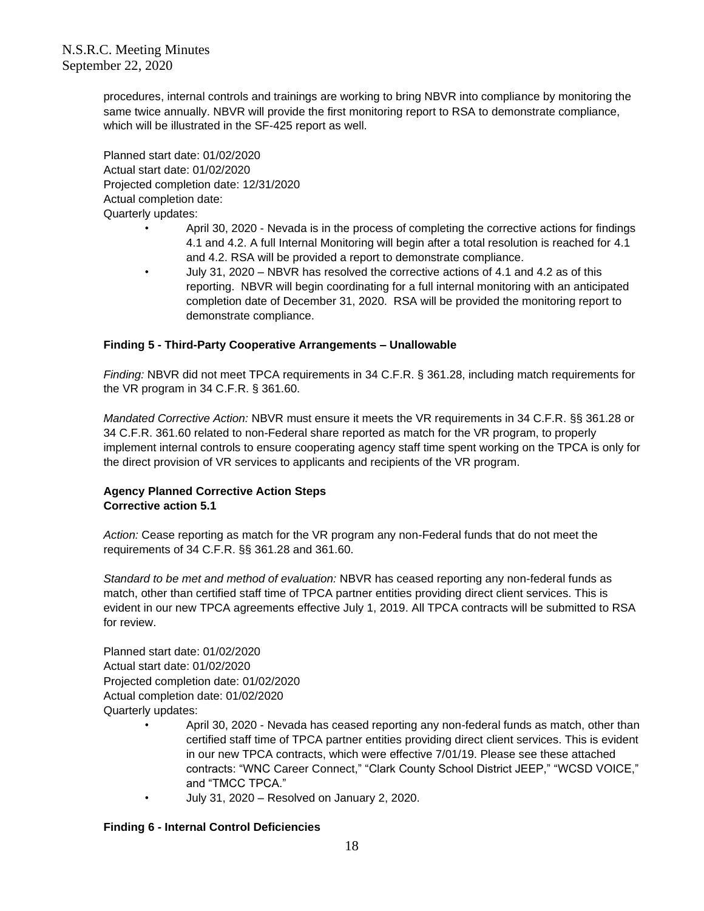procedures, internal controls and trainings are working to bring NBVR into compliance by monitoring the same twice annually. NBVR will provide the first monitoring report to RSA to demonstrate compliance, which will be illustrated in the SF-425 report as well.

Planned start date: 01/02/2020
Actual start date: 01/02/2020
Projected completion date: 12/31/2020
Actual completion date:
Quarterly updates:

- April 30, 2020 - Nevada is in the process of completing the corrective actions for findings 4.1 and 4.2. A full Internal Monitoring will begin after a total resolution is reached for 4.1 and 4.2. RSA will be provided a report to demonstrate compliance.
- July 31, 2020 – NBVR has resolved the corrective actions of 4.1 and 4.2 as of this reporting. NBVR will begin coordinating for a full internal monitoring with an anticipated completion date of December 31, 2020. RSA will be provided the monitoring report to demonstrate compliance.

**Finding 5 - Third-Party Cooperative Arrangements – Unallowable**

*Finding:* NBVR did not meet TPCA requirements in 34 C.F.R. § 361.28, including match requirements for the VR program in 34 C.F.R. § 361.60.

*Mandated Corrective Action:* NBVR must ensure it meets the VR requirements in 34 C.F.R. §§ 361.28 or 34 C.F.R. 361.60 related to non-Federal share reported as match for the VR program, to properly implement internal controls to ensure cooperating agency staff time spent working on the TPCA is only for the direct provision of VR services to applicants and recipients of the VR program.

**Agency Planned Corrective Action Steps**
**Corrective action 5.1**

*Action:* Cease reporting as match for the VR program any non-Federal funds that do not meet the requirements of 34 C.F.R. §§ 361.28 and 361.60.

*Standard to be met and method of evaluation:* NBVR has ceased reporting any non-federal funds as match, other than certified staff time of TPCA partner entities providing direct client services. This is evident in our new TPCA agreements effective July 1, 2019. All TPCA contracts will be submitted to RSA for review.

Planned start date: 01/02/2020
Actual start date: 01/02/2020
Projected completion date: 01/02/2020
Actual completion date: 01/02/2020
Quarterly updates:

- April 30, 2020 - Nevada has ceased reporting any non-federal funds as match, other than certified staff time of TPCA partner entities providing direct client services. This is evident in our new TPCA contracts, which were effective 7/01/19. Please see these attached contracts: "WNC Career Connect," "Clark County School District JEEP," "WCSD VOICE," and "TMCC TPCA."
- July 31, 2020 – Resolved on January 2, 2020.

**Finding 6 - Internal Control Deficiencies**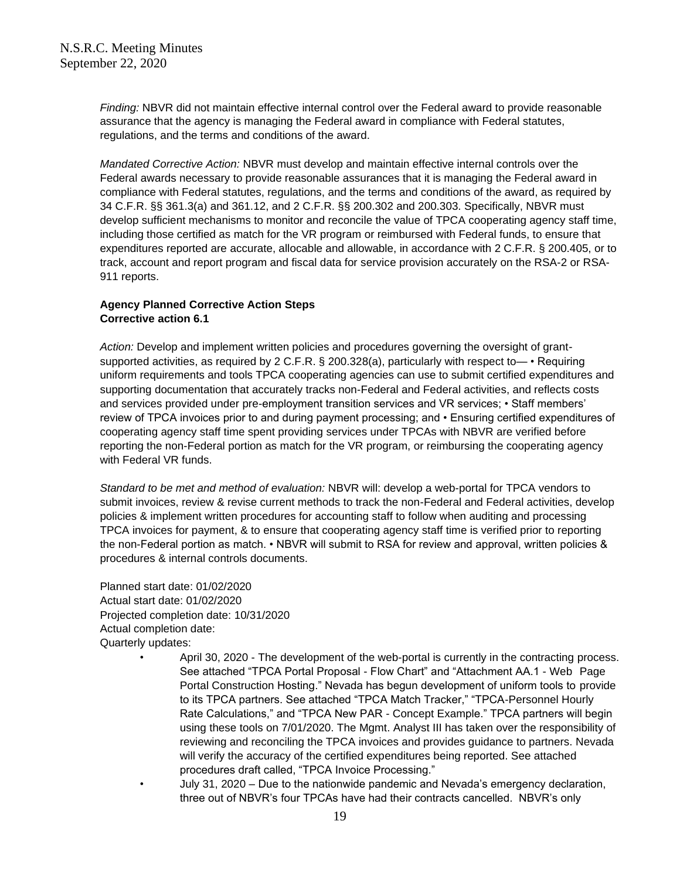*Finding:* NBVR did not maintain effective internal control over the Federal award to provide reasonable assurance that the agency is managing the Federal award in compliance with Federal statutes, regulations, and the terms and conditions of the award.

*Mandated Corrective Action:* NBVR must develop and maintain effective internal controls over the Federal awards necessary to provide reasonable assurances that it is managing the Federal award in compliance with Federal statutes, regulations, and the terms and conditions of the award, as required by 34 C.F.R. §§ 361.3(a) and 361.12, and 2 C.F.R. §§ 200.302 and 200.303. Specifically, NBVR must develop sufficient mechanisms to monitor and reconcile the value of TPCA cooperating agency staff time, including those certified as match for the VR program or reimbursed with Federal funds, to ensure that expenditures reported are accurate, allocable and allowable, in accordance with 2 C.F.R. § 200.405, or to track, account and report program and fiscal data for service provision accurately on the RSA-2 or RSA-911 reports.

**Agency Planned Corrective Action Steps**
**Corrective action 6.1**

*Action:* Develop and implement written policies and procedures governing the oversight of grant-supported activities, as required by 2 C.F.R. § 200.328(a), particularly with respect to— • Requiring uniform requirements and tools TPCA cooperating agencies can use to submit certified expenditures and supporting documentation that accurately tracks non-Federal and Federal activities, and reflects costs and services provided under pre-employment transition services and VR services; • Staff members' review of TPCA invoices prior to and during payment processing; and • Ensuring certified expenditures of cooperating agency staff time spent providing services under TPCAs with NBVR are verified before reporting the non-Federal portion as match for the VR program, or reimbursing the cooperating agency with Federal VR funds.

*Standard to be met and method of evaluation:* NBVR will: develop a web-portal for TPCA vendors to submit invoices, review & revise current methods to track the non-Federal and Federal activities, develop policies & implement written procedures for accounting staff to follow when auditing and processing TPCA invoices for payment, & to ensure that cooperating agency staff time is verified prior to reporting the non-Federal portion as match. • NBVR will submit to RSA for review and approval, written policies & procedures & internal controls documents.

Planned start date: 01/02/2020
Actual start date: 01/02/2020
Projected completion date: 10/31/2020
Actual completion date:
Quarterly updates:

- April 30, 2020 - The development of the web-portal is currently in the contracting process. See attached "TPCA Portal Proposal - Flow Chart" and "Attachment AA.1 - Web Page Portal Construction Hosting." Nevada has begun development of uniform tools to provide to its TPCA partners. See attached "TPCA Match Tracker," "TPCA-Personnel Hourly Rate Calculations," and "TPCA New PAR - Concept Example." TPCA partners will begin using these tools on 7/01/2020. The Mgmt. Analyst III has taken over the responsibility of reviewing and reconciling the TPCA invoices and provides guidance to partners. Nevada will verify the accuracy of the certified expenditures being reported. See attached procedures draft called, "TPCA Invoice Processing."
- July 31, 2020 – Due to the nationwide pandemic and Nevada's emergency declaration, three out of NBVR's four TPCAs have had their contracts cancelled. NBVR's only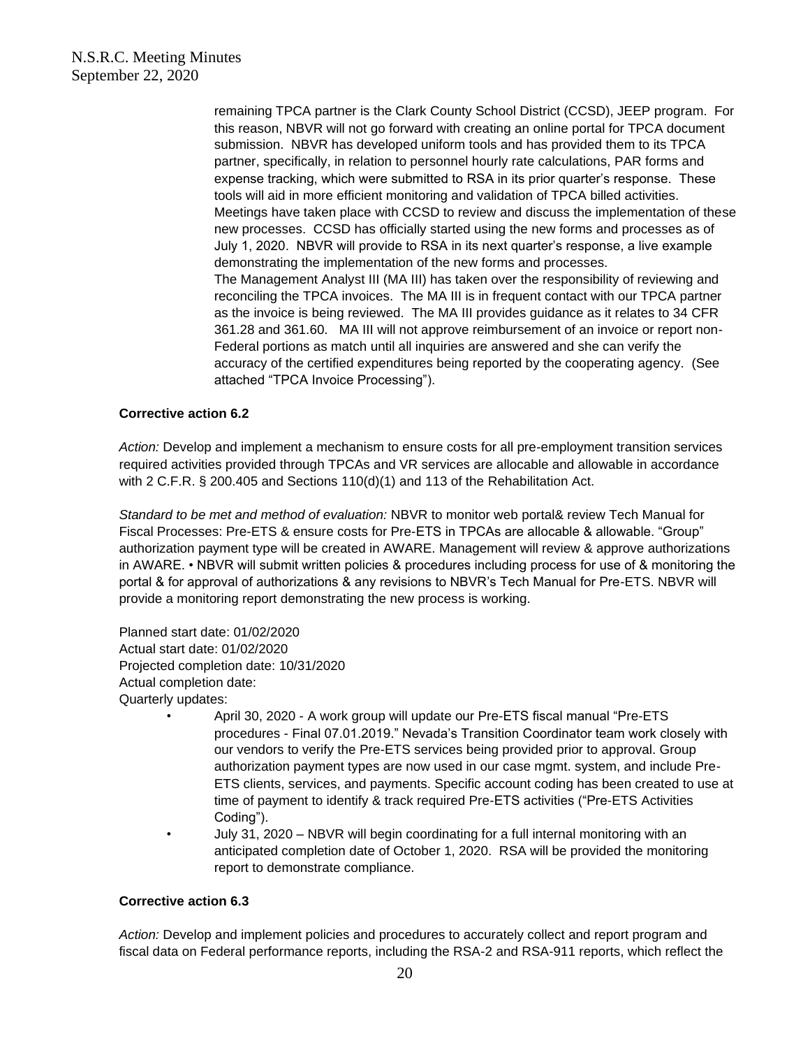remaining TPCA partner is the Clark County School District (CCSD), JEEP program. For this reason, NBVR will not go forward with creating an online portal for TPCA document submission. NBVR has developed uniform tools and has provided them to its TPCA partner, specifically, in relation to personnel hourly rate calculations, PAR forms and expense tracking, which were submitted to RSA in its prior quarter's response. These tools will aid in more efficient monitoring and validation of TPCA billed activities. Meetings have taken place with CCSD to review and discuss the implementation of these new processes. CCSD has officially started using the new forms and processes as of July 1, 2020. NBVR will provide to RSA in its next quarter's response, a live example demonstrating the implementation of the new forms and processes.
The Management Analyst III (MA III) has taken over the responsibility of reviewing and reconciling the TPCA invoices. The MA III is in frequent contact with our TPCA partner as the invoice is being reviewed. The MA III provides guidance as it relates to 34 CFR 361.28 and 361.60. MA III will not approve reimbursement of an invoice or report non-Federal portions as match until all inquiries are answered and she can verify the accuracy of the certified expenditures being reported by the cooperating agency. (See attached "TPCA Invoice Processing").

**Corrective action 6.2**

*Action:* Develop and implement a mechanism to ensure costs for all pre-employment transition services required activities provided through TPCAs and VR services are allocable and allowable in accordance with 2 C.F.R. § 200.405 and Sections 110(d)(1) and 113 of the Rehabilitation Act.

*Standard to be met and method of evaluation:* NBVR to monitor web portal& review Tech Manual for Fiscal Processes: Pre-ETS & ensure costs for Pre-ETS in TPCAs are allocable & allowable. "Group" authorization payment type will be created in AWARE. Management will review & approve authorizations in AWARE. • NBVR will submit written policies & procedures including process for use of & monitoring the portal & for approval of authorizations & any revisions to NBVR's Tech Manual for Pre-ETS. NBVR will provide a monitoring report demonstrating the new process is working.

Planned start date: 01/02/2020
Actual start date: 01/02/2020
Projected completion date: 10/31/2020
Actual completion date:
Quarterly updates:

- April 30, 2020 - A work group will update our Pre-ETS fiscal manual "Pre-ETS procedures - Final 07.01.2019." Nevada's Transition Coordinator team work closely with our vendors to verify the Pre-ETS services being provided prior to approval. Group authorization payment types are now used in our case mgmt. system, and include Pre-ETS clients, services, and payments. Specific account coding has been created to use at time of payment to identify & track required Pre-ETS activities ("Pre-ETS Activities Coding").
- July 31, 2020 – NBVR will begin coordinating for a full internal monitoring with an anticipated completion date of October 1, 2020. RSA will be provided the monitoring report to demonstrate compliance.

**Corrective action 6.3**

*Action:* Develop and implement policies and procedures to accurately collect and report program and fiscal data on Federal performance reports, including the RSA-2 and RSA-911 reports, which reflect the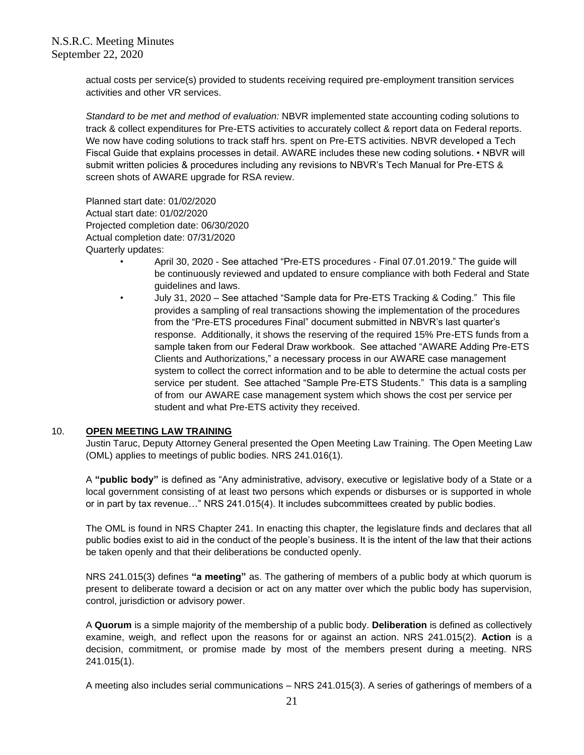actual costs per service(s) provided to students receiving required pre-employment transition services activities and other VR services.

*Standard to be met and method of evaluation:* NBVR implemented state accounting coding solutions to track & collect expenditures for Pre-ETS activities to accurately collect & report data on Federal reports. We now have coding solutions to track staff hrs. spent on Pre-ETS activities. NBVR developed a Tech Fiscal Guide that explains processes in detail. AWARE includes these new coding solutions. • NBVR will submit written policies & procedures including any revisions to NBVR's Tech Manual for Pre-ETS & screen shots of AWARE upgrade for RSA review.

Planned start date: 01/02/2020
Actual start date: 01/02/2020
Projected completion date: 06/30/2020
Actual completion date: 07/31/2020
Quarterly updates:

- April 30, 2020 - See attached "Pre-ETS procedures - Final 07.01.2019." The guide will be continuously reviewed and updated to ensure compliance with both Federal and State guidelines and laws.
- July 31, 2020 – See attached "Sample data for Pre-ETS Tracking & Coding." This file provides a sampling of real transactions showing the implementation of the procedures from the "Pre-ETS procedures Final" document submitted in NBVR's last quarter's response. Additionally, it shows the reserving of the required 15% Pre-ETS funds from a sample taken from our Federal Draw workbook. See attached "AWARE Adding Pre-ETS Clients and Authorizations," a necessary process in our AWARE case management system to collect the correct information and to be able to determine the actual costs per service per student. See attached "Sample Pre-ETS Students." This data is a sampling of from our AWARE case management system which shows the cost per service per student and what Pre-ETS activity they received.

10. **OPEN MEETING LAW TRAINING**

Justin Taruc, Deputy Attorney General presented the Open Meeting Law Training. The Open Meeting Law (OML) applies to meetings of public bodies. NRS 241.016(1).

A **"public body"** is defined as "Any administrative, advisory, executive or legislative body of a State or a local government consisting of at least two persons which expends or disburses or is supported in whole or in part by tax revenue…" NRS 241.015(4). It includes subcommittees created by public bodies.

The OML is found in NRS Chapter 241. In enacting this chapter, the legislature finds and declares that all public bodies exist to aid in the conduct of the people's business. It is the intent of the law that their actions be taken openly and that their deliberations be conducted openly.

NRS 241.015(3) defines **"a meeting"** as. The gathering of members of a public body at which quorum is present to deliberate toward a decision or act on any matter over which the public body has supervision, control, jurisdiction or advisory power.

A **Quorum** is a simple majority of the membership of a public body. **Deliberation** is defined as collectively examine, weigh, and reflect upon the reasons for or against an action. NRS 241.015(2). **Action** is a decision, commitment, or promise made by most of the members present during a meeting. NRS 241.015(1).

A meeting also includes serial communications – NRS 241.015(3). A series of gatherings of members of a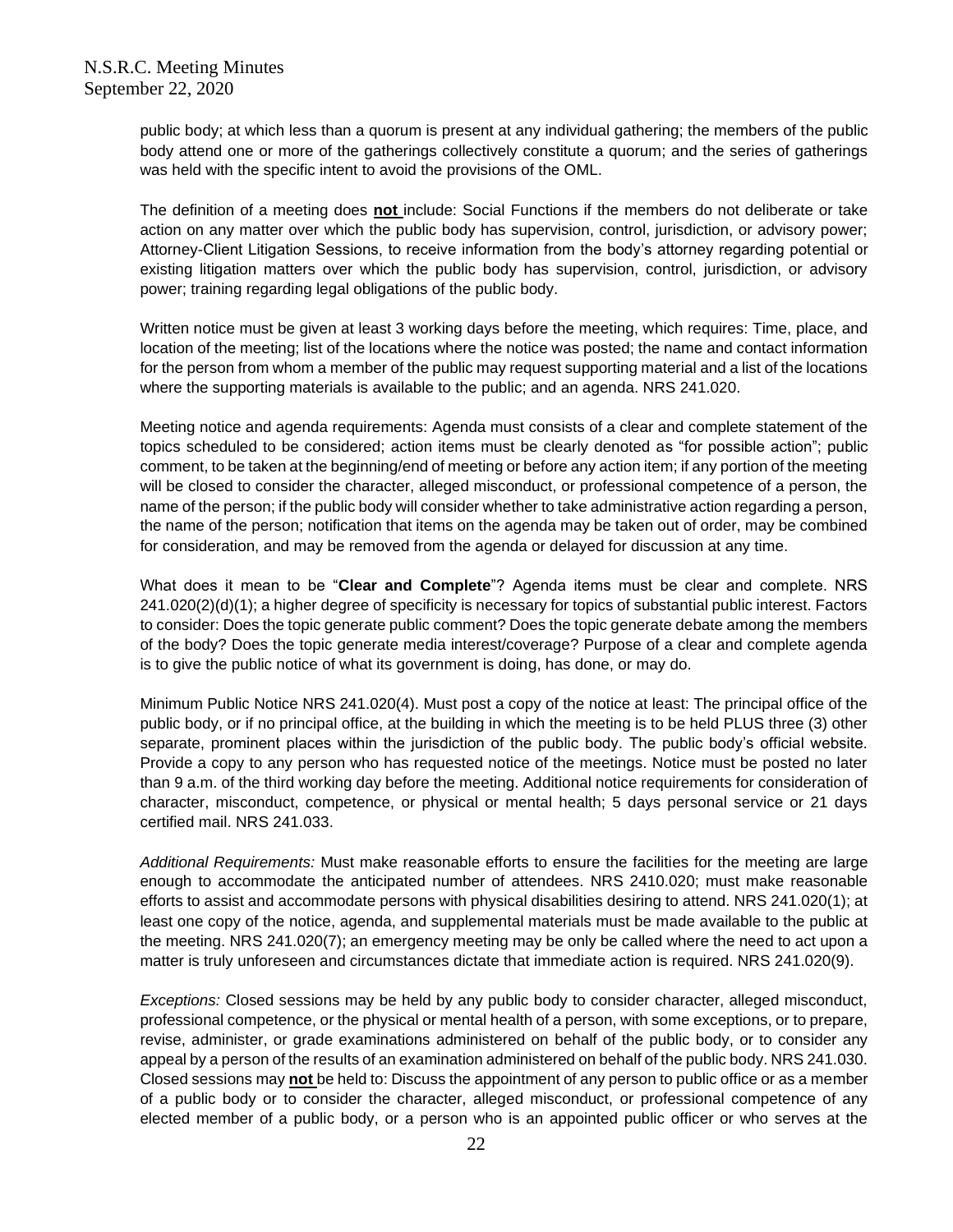public body; at which less than a quorum is present at any individual gathering; the members of the public body attend one or more of the gatherings collectively constitute a quorum; and the series of gatherings was held with the specific intent to avoid the provisions of the OML.

The definition of a meeting does **not** include: Social Functions if the members do not deliberate or take action on any matter over which the public body has supervision, control, jurisdiction, or advisory power; Attorney-Client Litigation Sessions, to receive information from the body's attorney regarding potential or existing litigation matters over which the public body has supervision, control, jurisdiction, or advisory power; training regarding legal obligations of the public body.

Written notice must be given at least 3 working days before the meeting, which requires: Time, place, and location of the meeting; list of the locations where the notice was posted; the name and contact information for the person from whom a member of the public may request supporting material and a list of the locations where the supporting materials is available to the public; and an agenda. NRS 241.020.

Meeting notice and agenda requirements: Agenda must consists of a clear and complete statement of the topics scheduled to be considered; action items must be clearly denoted as "for possible action"; public comment, to be taken at the beginning/end of meeting or before any action item; if any portion of the meeting will be closed to consider the character, alleged misconduct, or professional competence of a person, the name of the person; if the public body will consider whether to take administrative action regarding a person, the name of the person; notification that items on the agenda may be taken out of order, may be combined for consideration, and may be removed from the agenda or delayed for discussion at any time.

What does it mean to be "**Clear and Complete**"? Agenda items must be clear and complete. NRS 241.020(2)(d)(1); a higher degree of specificity is necessary for topics of substantial public interest. Factors to consider: Does the topic generate public comment? Does the topic generate debate among the members of the body? Does the topic generate media interest/coverage? Purpose of a clear and complete agenda is to give the public notice of what its government is doing, has done, or may do.

Minimum Public Notice NRS 241.020(4). Must post a copy of the notice at least: The principal office of the public body, or if no principal office, at the building in which the meeting is to be held PLUS three (3) other separate, prominent places within the jurisdiction of the public body. The public body's official website. Provide a copy to any person who has requested notice of the meetings. Notice must be posted no later than 9 a.m. of the third working day before the meeting. Additional notice requirements for consideration of character, misconduct, competence, or physical or mental health; 5 days personal service or 21 days certified mail. NRS 241.033.

*Additional Requirements:* Must make reasonable efforts to ensure the facilities for the meeting are large enough to accommodate the anticipated number of attendees. NRS 2410.020; must make reasonable efforts to assist and accommodate persons with physical disabilities desiring to attend. NRS 241.020(1); at least one copy of the notice, agenda, and supplemental materials must be made available to the public at the meeting. NRS 241.020(7); an emergency meeting may be only be called where the need to act upon a matter is truly unforeseen and circumstances dictate that immediate action is required. NRS 241.020(9).

*Exceptions:* Closed sessions may be held by any public body to consider character, alleged misconduct, professional competence, or the physical or mental health of a person, with some exceptions, or to prepare, revise, administer, or grade examinations administered on behalf of the public body, or to consider any appeal by a person of the results of an examination administered on behalf of the public body. NRS 241.030. Closed sessions may **not** be held to: Discuss the appointment of any person to public office or as a member of a public body or to consider the character, alleged misconduct, or professional competence of any elected member of a public body, or a person who is an appointed public officer or who serves at the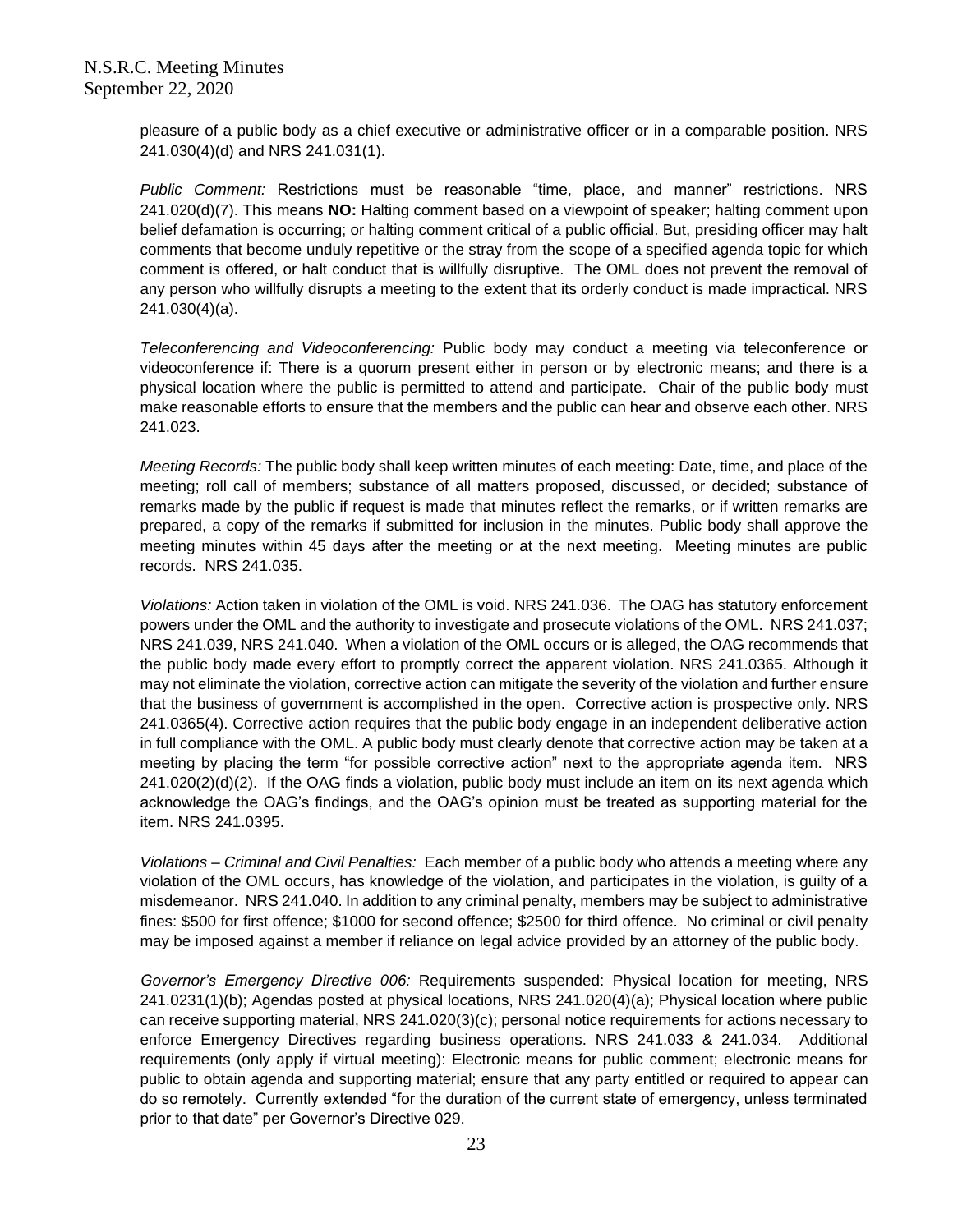pleasure of a public body as a chief executive or administrative officer or in a comparable position. NRS 241.030(4)(d) and NRS 241.031(1).

*Public Comment:* Restrictions must be reasonable "time, place, and manner" restrictions. NRS 241.020(d)(7). This means **NO:** Halting comment based on a viewpoint of speaker; halting comment upon belief defamation is occurring; or halting comment critical of a public official. But, presiding officer may halt comments that become unduly repetitive or the stray from the scope of a specified agenda topic for which comment is offered, or halt conduct that is willfully disruptive. The OML does not prevent the removal of any person who willfully disrupts a meeting to the extent that its orderly conduct is made impractical. NRS 241.030(4)(a).

*Teleconferencing and Videoconferencing:* Public body may conduct a meeting via teleconference or videoconference if: There is a quorum present either in person or by electronic means; and there is a physical location where the public is permitted to attend and participate. Chair of the public body must make reasonable efforts to ensure that the members and the public can hear and observe each other. NRS 241.023.

*Meeting Records:* The public body shall keep written minutes of each meeting: Date, time, and place of the meeting; roll call of members; substance of all matters proposed, discussed, or decided; substance of remarks made by the public if request is made that minutes reflect the remarks, or if written remarks are prepared, a copy of the remarks if submitted for inclusion in the minutes. Public body shall approve the meeting minutes within 45 days after the meeting or at the next meeting. Meeting minutes are public records. NRS 241.035.

*Violations:* Action taken in violation of the OML is void. NRS 241.036. The OAG has statutory enforcement powers under the OML and the authority to investigate and prosecute violations of the OML. NRS 241.037; NRS 241.039, NRS 241.040. When a violation of the OML occurs or is alleged, the OAG recommends that the public body made every effort to promptly correct the apparent violation. NRS 241.0365. Although it may not eliminate the violation, corrective action can mitigate the severity of the violation and further ensure that the business of government is accomplished in the open. Corrective action is prospective only. NRS 241.0365(4). Corrective action requires that the public body engage in an independent deliberative action in full compliance with the OML. A public body must clearly denote that corrective action may be taken at a meeting by placing the term "for possible corrective action" next to the appropriate agenda item. NRS 241.020(2)(d)(2). If the OAG finds a violation, public body must include an item on its next agenda which acknowledge the OAG's findings, and the OAG's opinion must be treated as supporting material for the item. NRS 241.0395.

*Violations – Criminal and Civil Penalties:* Each member of a public body who attends a meeting where any violation of the OML occurs, has knowledge of the violation, and participates in the violation, is guilty of a misdemeanor. NRS 241.040. In addition to any criminal penalty, members may be subject to administrative fines: $500 for first offence; $1000 for second offence; $2500 for third offence. No criminal or civil penalty may be imposed against a member if reliance on legal advice provided by an attorney of the public body.

*Governor's Emergency Directive 006:* Requirements suspended: Physical location for meeting, NRS 241.0231(1)(b); Agendas posted at physical locations, NRS 241.020(4)(a); Physical location where public can receive supporting material, NRS 241.020(3)(c); personal notice requirements for actions necessary to enforce Emergency Directives regarding business operations. NRS 241.033 & 241.034. Additional requirements (only apply if virtual meeting): Electronic means for public comment; electronic means for public to obtain agenda and supporting material; ensure that any party entitled or required to appear can do so remotely. Currently extended "for the duration of the current state of emergency, unless terminated prior to that date" per Governor's Directive 029.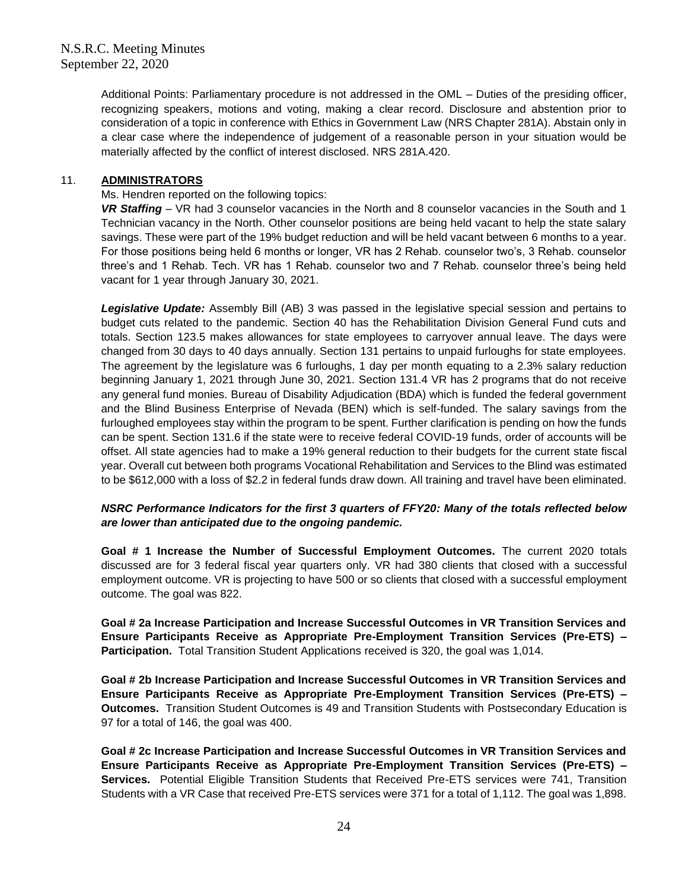Additional Points: Parliamentary procedure is not addressed in the OML – Duties of the presiding officer, recognizing speakers, motions and voting, making a clear record. Disclosure and abstention prior to consideration of a topic in conference with Ethics in Government Law (NRS Chapter 281A). Abstain only in a clear case where the independence of judgement of a reasonable person in your situation would be materially affected by the conflict of interest disclosed. NRS 281A.420.

## 11. **ADMINISTRATORS**

Ms. Hendren reported on the following topics:

***VR Staffing*** – VR had 3 counselor vacancies in the North and 8 counselor vacancies in the South and 1 Technician vacancy in the North. Other counselor positions are being held vacant to help the state salary savings. These were part of the 19% budget reduction and will be held vacant between 6 months to a year. For those positions being held 6 months or longer, VR has 2 Rehab. counselor two's, 3 Rehab. counselor three's and 1 Rehab. Tech. VR has 1 Rehab. counselor two and 7 Rehab. counselor three's being held vacant for 1 year through January 30, 2021.

***Legislative Update:*** Assembly Bill (AB) 3 was passed in the legislative special session and pertains to budget cuts related to the pandemic. Section 40 has the Rehabilitation Division General Fund cuts and totals. Section 123.5 makes allowances for state employees to carryover annual leave. The days were changed from 30 days to 40 days annually. Section 131 pertains to unpaid furloughs for state employees. The agreement by the legislature was 6 furloughs, 1 day per month equating to a 2.3% salary reduction beginning January 1, 2021 through June 30, 2021. Section 131.4 VR has 2 programs that do not receive any general fund monies. Bureau of Disability Adjudication (BDA) which is funded the federal government and the Blind Business Enterprise of Nevada (BEN) which is self-funded. The salary savings from the furloughed employees stay within the program to be spent. Further clarification is pending on how the funds can be spent. Section 131.6 if the state were to receive federal COVID-19 funds, order of accounts will be offset. All state agencies had to make a 19% general reduction to their budgets for the current state fiscal year. Overall cut between both programs Vocational Rehabilitation and Services to the Blind was estimated to be $612,000 with a loss of $2.2 in federal funds draw down. All training and travel have been eliminated.

***NSRC Performance Indicators for the first 3 quarters of FFY20: Many of the totals reflected below are lower than anticipated due to the ongoing pandemic.***

**Goal # 1 Increase the Number of Successful Employment Outcomes.** The current 2020 totals discussed are for 3 federal fiscal year quarters only. VR had 380 clients that closed with a successful employment outcome. VR is projecting to have 500 or so clients that closed with a successful employment outcome. The goal was 822.

**Goal # 2a Increase Participation and Increase Successful Outcomes in VR Transition Services and Ensure Participants Receive as Appropriate Pre-Employment Transition Services (Pre-ETS) – Participation.** Total Transition Student Applications received is 320, the goal was 1,014.

**Goal # 2b Increase Participation and Increase Successful Outcomes in VR Transition Services and Ensure Participants Receive as Appropriate Pre-Employment Transition Services (Pre-ETS) – Outcomes.** Transition Student Outcomes is 49 and Transition Students with Postsecondary Education is 97 for a total of 146, the goal was 400.

**Goal # 2c Increase Participation and Increase Successful Outcomes in VR Transition Services and Ensure Participants Receive as Appropriate Pre-Employment Transition Services (Pre-ETS) – Services.** Potential Eligible Transition Students that Received Pre-ETS services were 741, Transition Students with a VR Case that received Pre-ETS services were 371 for a total of 1,112. The goal was 1,898.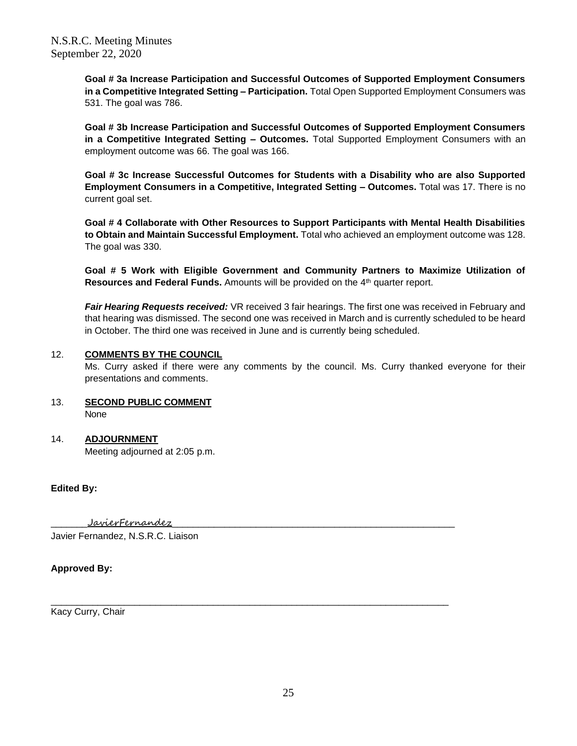**Goal # 3a Increase Participation and Successful Outcomes of Supported Employment Consumers in a Competitive Integrated Setting – Participation.** Total Open Supported Employment Consumers was 531. The goal was 786.

**Goal # 3b Increase Participation and Successful Outcomes of Supported Employment Consumers in a Competitive Integrated Setting – Outcomes.** Total Supported Employment Consumers with an employment outcome was 66. The goal was 166.

**Goal # 3c Increase Successful Outcomes for Students with a Disability who are also Supported Employment Consumers in a Competitive, Integrated Setting – Outcomes.** Total was 17. There is no current goal set.

**Goal # 4 Collaborate with Other Resources to Support Participants with Mental Health Disabilities to Obtain and Maintain Successful Employment.** Total who achieved an employment outcome was 128. The goal was 330.

**Goal # 5 Work with Eligible Government and Community Partners to Maximize Utilization of Resources and Federal Funds.** Amounts will be provided on the 4th quarter report.

***Fair Hearing Requests received:*** VR received 3 fair hearings. The first one was received in February and that hearing was dismissed. The second one was received in March and is currently scheduled to be heard in October. The third one was received in June and is currently being scheduled.

12. **COMMENTS BY THE COUNCIL**
    Ms. Curry asked if there were any comments by the council. Ms. Curry thanked everyone for their presentations and comments.

13. **SECOND PUBLIC COMMENT**
    None

14. **ADJOURNMENT**
    Meeting adjourned at 2:05 p.m.

**Edited By:**

JavierFernandez
Javier Fernandez, N.S.R.C. Liaison

**Approved By:**

_______________________________________________
Kacy Curry, Chair